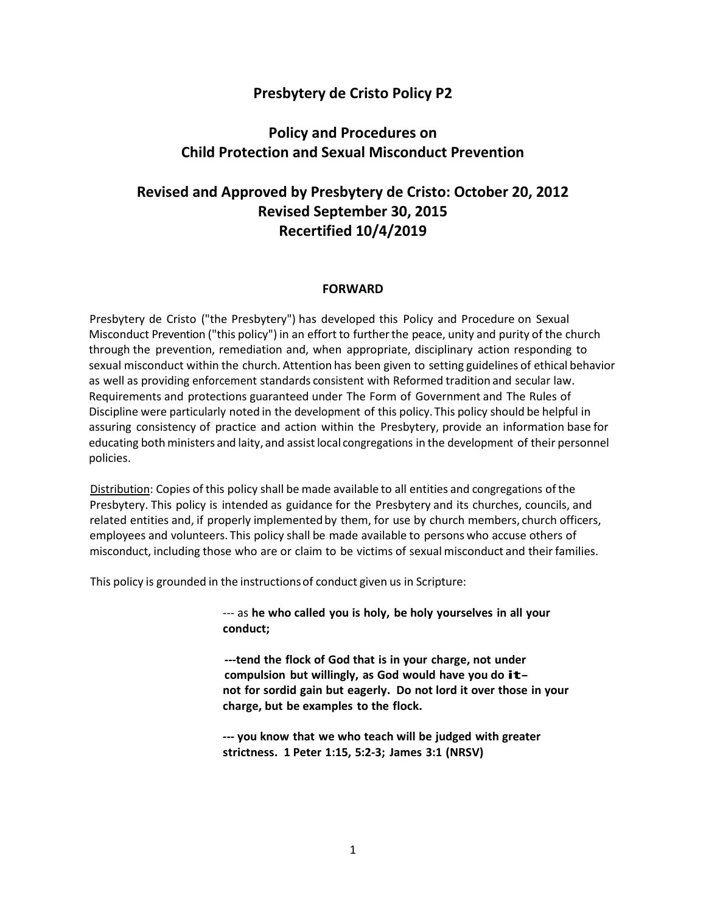# Presbytery de Cristo Policy P2

## Policy and Procedures on Child Protection and Sexual Misconduct Prevention

## Revised and Approved by Presbytery de Cristo: October 20, 2012
## Revised September 30, 2015
## Recertified 10/4/2019

### FORWARD

Presbytery de Cristo ("the Presbytery") has developed this Policy and Procedure on Sexual Misconduct Prevention ("this policy") in an effort to further the peace, unity and purity of the church through the prevention, remediation and, when appropriate, disciplinary action responding to sexual misconduct within the church. Attention has been given to setting guidelines of ethical behavior as well as providing enforcement standards consistent with Reformed tradition and secular law. Requirements and protections guaranteed under The Form of Government and The Rules of Discipline were particularly noted in the development of this policy. This policy should be helpful in assuring consistency of practice and action within the Presbytery, provide an information base for educating both ministers and laity, and assist local congregations in the development of their personnel policies.

Distribution: Copies of this policy shall be made available to all entities and congregations of the Presbytery. This policy is intended as guidance for the Presbytery and its churches, councils, and related entities and, if properly implemented by them, for use by church members, church officers, employees and volunteers. This policy shall be made available to persons who accuse others of misconduct, including those who are or claim to be victims of sexual misconduct and their families.

This policy is grounded in the instructions of conduct given us in Scripture:

> --- as **he who called you is holy, be holy yourselves in all your conduct;**
>
> **---tend the flock of God that is in your charge, not under compulsion but willingly, as God would have you do it– not for sordid gain but eagerly. Do not lord it over those in your charge, but be examples to the flock.**
>
> **--- you know that we who teach will be judged with greater strictness. 1 Peter 1:15, 5:2-3; James 3:1 (NRSV)**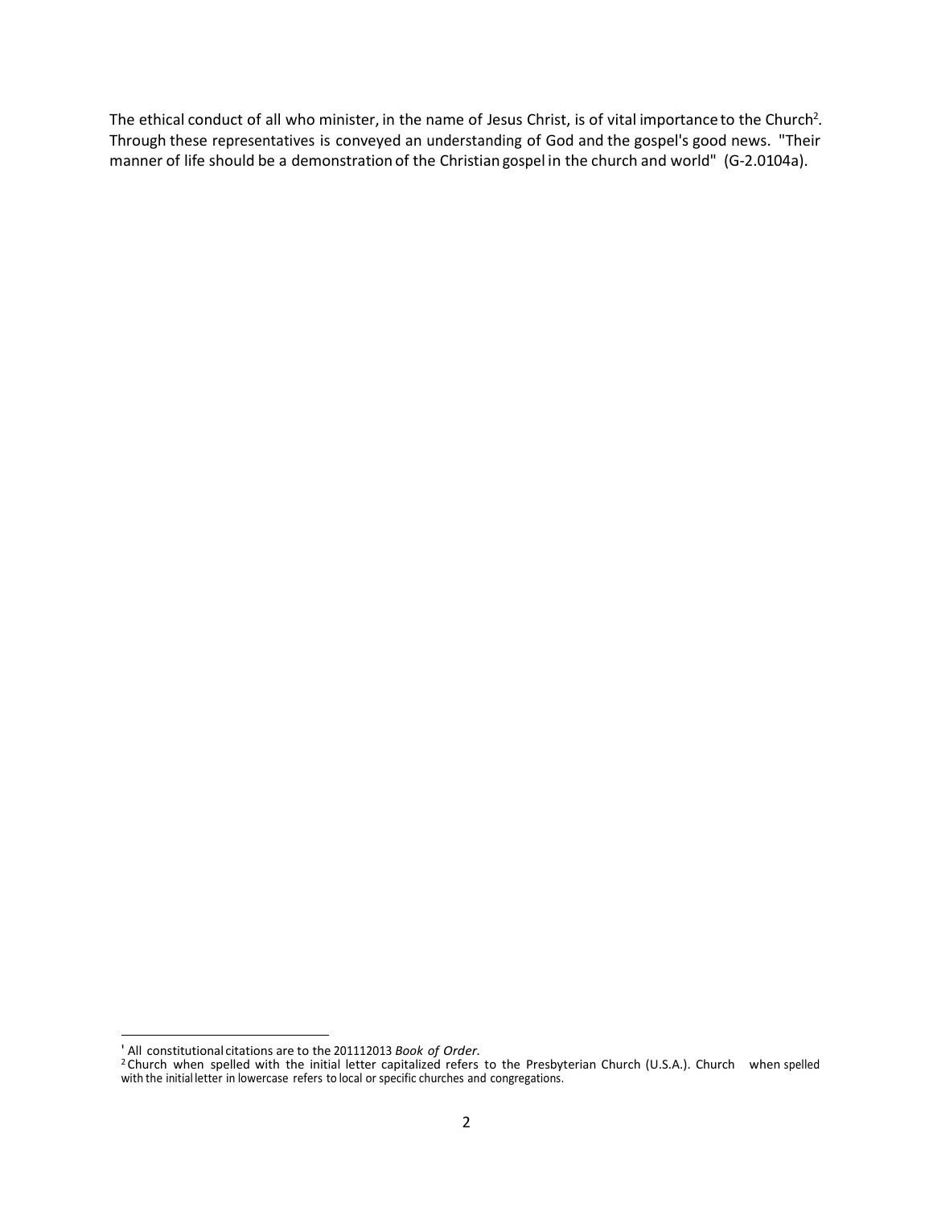The ethical conduct of all who minister, in the name of Jesus Christ, is of vital importance to the Church[2]. Through these representatives is conveyed an understanding of God and the gospel's good news. "Their manner of life should be a demonstration of the Christian gospel in the church and world" (G-2.0104a).

---

[1] All constitutional citations are to the 201112013 *Book of Order*.

[2] Church when spelled with the initial letter capitalized refers to the Presbyterian Church (U.S.A.). Church when spelled with the initial letter in lowercase refers to local or specific churches and congregations.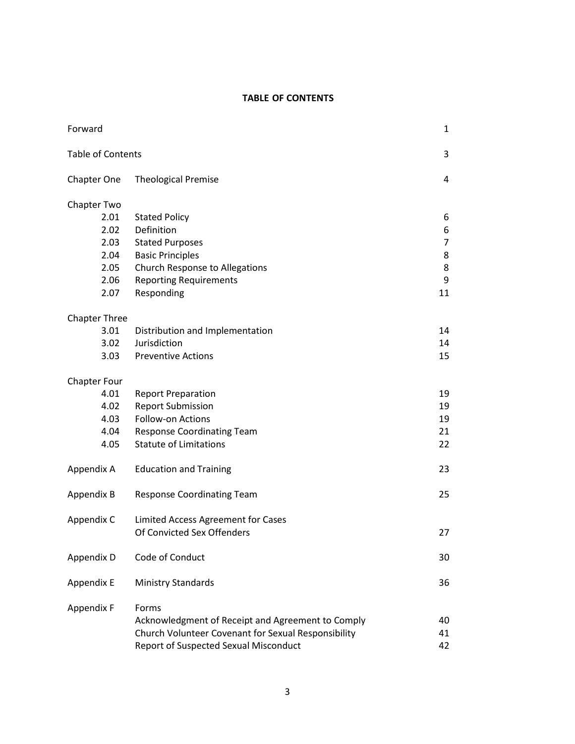# TABLE OF CONTENTS

| | | |
|---|---|---|
| Forward | | 1 |
| Table of Contents | | 3 |
| Chapter One | Theological Premise | 4 |
| Chapter Two | | |
| 2.01 | Stated Policy | 6 |
| 2.02 | Definition | 6 |
| 2.03 | Stated Purposes | 7 |
| 2.04 | Basic Principles | 8 |
| 2.05 | Church Response to Allegations | 8 |
| 2.06 | Reporting Requirements | 9 |
| 2.07 | Responding | 11 |
| Chapter Three | | |
| 3.01 | Distribution and Implementation | 14 |
| 3.02 | Jurisdiction | 14 |
| 3.03 | Preventive Actions | 15 |
| Chapter Four | | |
| 4.01 | Report Preparation | 19 |
| 4.02 | Report Submission | 19 |
| 4.03 | Follow-on Actions | 19 |
| 4.04 | Response Coordinating Team | 21 |
| 4.05 | Statute of Limitations | 22 |
| Appendix A | Education and Training | 23 |
| Appendix B | Response Coordinating Team | 25 |
| Appendix C | Limited Access Agreement for Cases Of Convicted Sex Offenders | 27 |
| Appendix D | Code of Conduct | 30 |
| Appendix E | Ministry Standards | 36 |
| Appendix F | Forms | |
| | Acknowledgment of Receipt and Agreement to Comply | 40 |
| | Church Volunteer Covenant for Sexual Responsibility | 41 |
| | Report of Suspected Sexual Misconduct | 42 |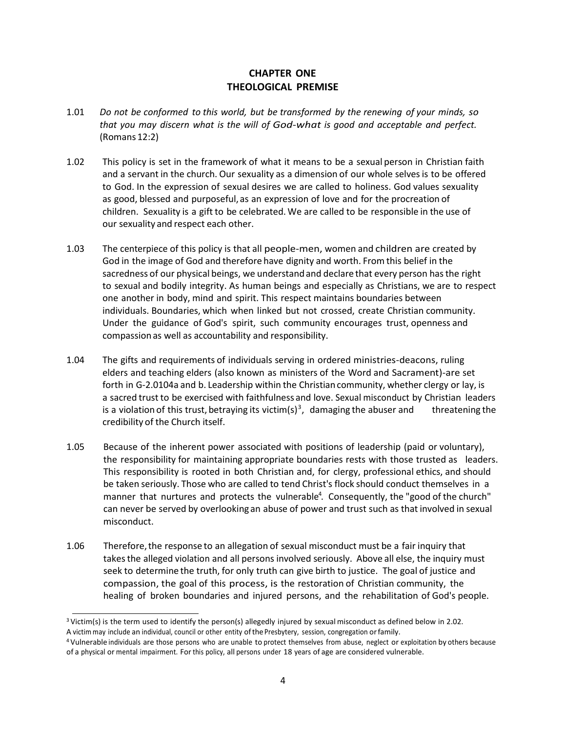# CHAPTER ONE
## THEOLOGICAL PREMISE

1.01 *Do not be conformed to this world, but be transformed by the renewing of your minds, so that you may discern what is the will of God-what is good and acceptable and perfect.* (Romans 12:2)

1.02 This policy is set in the framework of what it means to be a sexual person in Christian faith and a servant in the church. Our sexuality as a dimension of our whole selves is to be offered to God. In the expression of sexual desires we are called to holiness. God values sexuality as good, blessed and purposeful, as an expression of love and for the procreation of children. Sexuality is a gift to be celebrated. We are called to be responsible in the use of our sexuality and respect each other.

1.03 The centerpiece of this policy is that all people-men, women and children are created by God in the image of God and therefore have dignity and worth. From this belief in the sacredness of our physical beings, we understand and declare that every person has the right to sexual and bodily integrity. As human beings and especially as Christians, we are to respect one another in body, mind and spirit. This respect maintains boundaries between individuals. Boundaries, which when linked but not crossed, create Christian community. Under the guidance of God's spirit, such community encourages trust, openness and compassion as well as accountability and responsibility.

1.04 The gifts and requirements of individuals serving in ordered ministries-deacons, ruling elders and teaching elders (also known as ministers of the Word and Sacrament)-are set forth in G-2.0104a and b. Leadership within the Christian community, whether clergy or lay, is a sacred trust to be exercised with faithfulness and love. Sexual misconduct by Christian leaders is a violation of this trust, betraying its victim(s)[3], damaging the abuser and threatening the credibility of the Church itself.

1.05 Because of the inherent power associated with positions of leadership (paid or voluntary), the responsibility for maintaining appropriate boundaries rests with those trusted as leaders. This responsibility is rooted in both Christian and, for clergy, professional ethics, and should be taken seriously. Those who are called to tend Christ's flock should conduct themselves in a manner that nurtures and protects the vulnerable[4]. Consequently, the "good of the church" can never be served by overlooking an abuse of power and trust such as that involved in sexual misconduct.

1.06 Therefore, the response to an allegation of sexual misconduct must be a fair inquiry that takes the alleged violation and all persons involved seriously. Above all else, the inquiry must seek to determine the truth, for only truth can give birth to justice. The goal of justice and compassion, the goal of this process, is the restoration of Christian community, the healing of broken boundaries and injured persons, and the rehabilitation of God's people.

---

[3] Victim(s) is the term used to identify the person(s) allegedly injured by sexual misconduct as defined below in 2.02. A victim may include an individual, council or other entity of the Presbytery, session, congregation or family.

[4] Vulnerable individuals are those persons who are unable to protect themselves from abuse, neglect or exploitation by others because of a physical or mental impairment. For this policy, all persons under 18 years of age are considered vulnerable.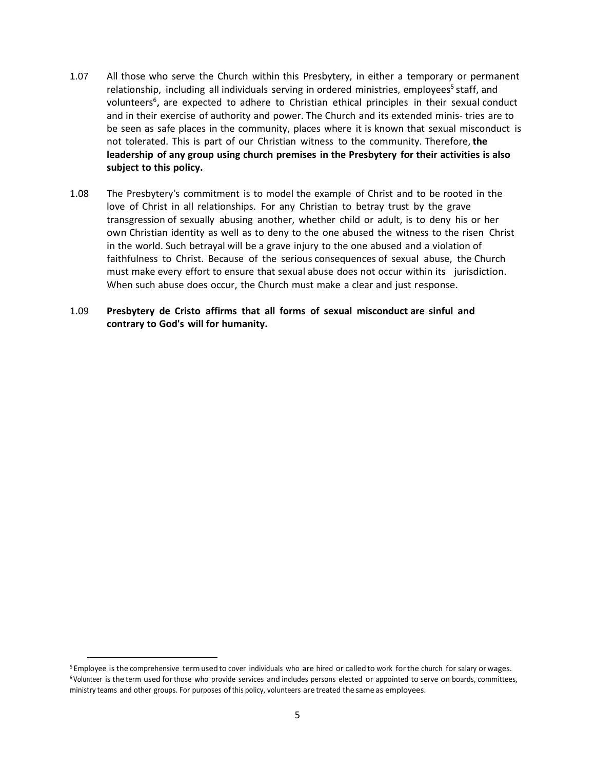1.07 All those who serve the Church within this Presbytery, in either a temporary or permanent relationship, including all individuals serving in ordered ministries, employees[5] staff, and volunteers[6], are expected to adhere to Christian ethical principles in their sexual conduct and in their exercise of authority and power. The Church and its extended minis- tries are to be seen as safe places in the community, places where it is known that sexual misconduct is not tolerated. This is part of our Christian witness to the community. Therefore, **the leadership of any group using church premises in the Presbytery for their activities is also subject to this policy.**

1.08 The Presbytery's commitment is to model the example of Christ and to be rooted in the love of Christ in all relationships. For any Christian to betray trust by the grave transgression of sexually abusing another, whether child or adult, is to deny his or her own Christian identity as well as to deny to the one abused the witness to the risen Christ in the world. Such betrayal will be a grave injury to the one abused and a violation of faithfulness to Christ. Because of the serious consequences of sexual abuse, the Church must make every effort to ensure that sexual abuse does not occur within its jurisdiction. When such abuse does occur, the Church must make a clear and just response.

1.09 **Presbytery de Cristo affirms that all forms of sexual misconduct are sinful and contrary to God's will for humanity.**

---

[5] Employee is the comprehensive term used to cover individuals who are hired or called to work for the church for salary or wages.

[6] Volunteer is the term used for those who provide services and includes persons elected or appointed to serve on boards, committees, ministry teams and other groups. For purposes of this policy, volunteers are treated the same as employees.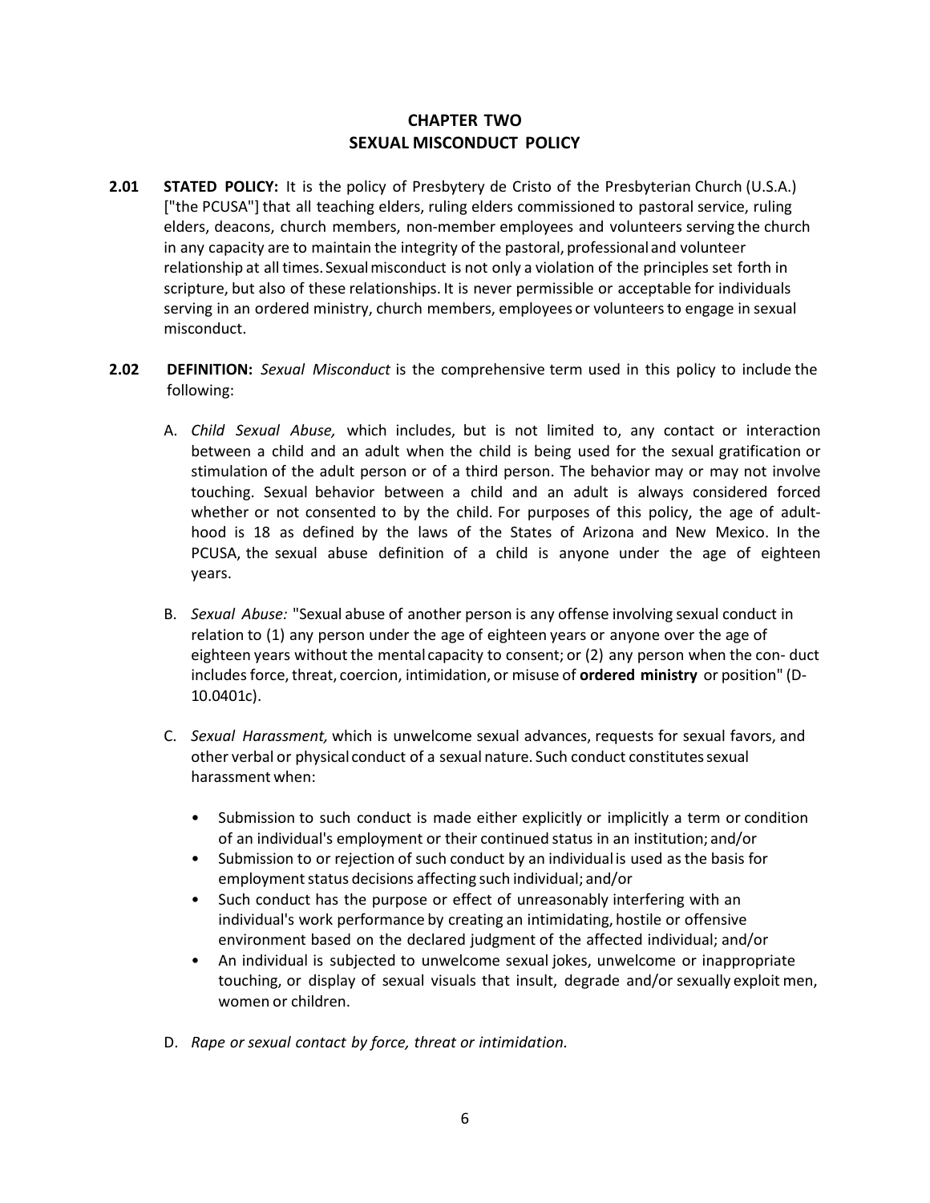# CHAPTER TWO
# SEXUAL MISCONDUCT POLICY

**2.01 STATED POLICY:** It is the policy of Presbytery de Cristo of the Presbyterian Church (U.S.A.) ["the PCUSA"] that all teaching elders, ruling elders commissioned to pastoral service, ruling elders, deacons, church members, non-member employees and volunteers serving the church in any capacity are to maintain the integrity of the pastoral, professional and volunteer relationship at all times. Sexual misconduct is not only a violation of the principles set forth in scripture, but also of these relationships. It is never permissible or acceptable for individuals serving in an ordered ministry, church members, employees or volunteers to engage in sexual misconduct.

**2.02 DEFINITION:** *Sexual Misconduct* is the comprehensive term used in this policy to include the following:

A. *Child Sexual Abuse,* which includes, but is not limited to, any contact or interaction between a child and an adult when the child is being used for the sexual gratification or stimulation of the adult person or of a third person. The behavior may or may not involve touching. Sexual behavior between a child and an adult is always considered forced whether or not consented to by the child. For purposes of this policy, the age of adulthood is 18 as defined by the laws of the States of Arizona and New Mexico. In the PCUSA, the sexual abuse definition of a child is anyone under the age of eighteen years.

B. *Sexual Abuse:* "Sexual abuse of another person is any offense involving sexual conduct in relation to (1) any person under the age of eighteen years or anyone over the age of eighteen years without the mental capacity to consent; or (2) any person when the conduct includes force, threat, coercion, intimidation, or misuse of **ordered ministry** or position" (D-10.0401c).

C. *Sexual Harassment,* which is unwelcome sexual advances, requests for sexual favors, and other verbal or physical conduct of a sexual nature. Such conduct constitutes sexual harassment when:

- Submission to such conduct is made either explicitly or implicitly a term or condition of an individual's employment or their continued status in an institution; and/or
- Submission to or rejection of such conduct by an individual is used as the basis for employment status decisions affecting such individual; and/or
- Such conduct has the purpose or effect of unreasonably interfering with an individual's work performance by creating an intimidating, hostile or offensive environment based on the declared judgment of the affected individual; and/or
- An individual is subjected to unwelcome sexual jokes, unwelcome or inappropriate touching, or display of sexual visuals that insult, degrade and/or sexually exploit men, women or children.

D. *Rape or sexual contact by force, threat or intimidation.*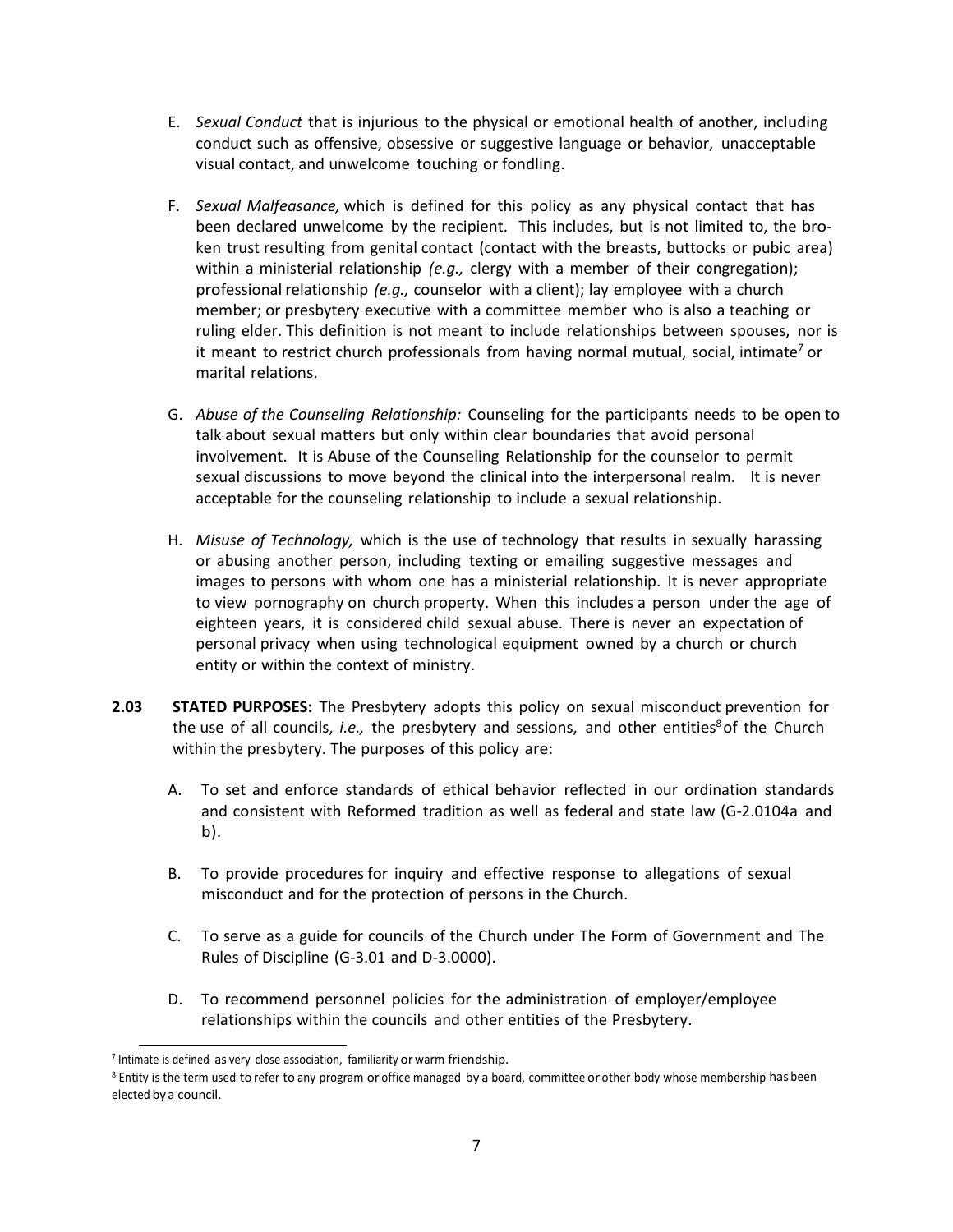E. *Sexual Conduct* that is injurious to the physical or emotional health of another, including conduct such as offensive, obsessive or suggestive language or behavior, unacceptable visual contact, and unwelcome touching or fondling.

F. *Sexual Malfeasance,* which is defined for this policy as any physical contact that has been declared unwelcome by the recipient. This includes, but is not limited to, the broken trust resulting from genital contact (contact with the breasts, buttocks or pubic area) within a ministerial relationship *(e.g.,* clergy with a member of their congregation); professional relationship *(e.g.,* counselor with a client); lay employee with a church member; or presbytery executive with a committee member who is also a teaching or ruling elder. This definition is not meant to include relationships between spouses, nor is it meant to restrict church professionals from having normal mutual, social, intimate[7] or marital relations.

G. *Abuse of the Counseling Relationship:* Counseling for the participants needs to be open to talk about sexual matters but only within clear boundaries that avoid personal involvement. It is Abuse of the Counseling Relationship for the counselor to permit sexual discussions to move beyond the clinical into the interpersonal realm. It is never acceptable for the counseling relationship to include a sexual relationship.

H. *Misuse of Technology,* which is the use of technology that results in sexually harassing or abusing another person, including texting or emailing suggestive messages and images to persons with whom one has a ministerial relationship. It is never appropriate to view pornography on church property. When this includes a person under the age of eighteen years, it is considered child sexual abuse. There is never an expectation of personal privacy when using technological equipment owned by a church or church entity or within the context of ministry.

**2.03 STATED PURPOSES:** The Presbytery adopts this policy on sexual misconduct prevention for the use of all councils, *i.e.,* the presbytery and sessions, and other entities[8] of the Church within the presbytery. The purposes of this policy are:

A. To set and enforce standards of ethical behavior reflected in our ordination standards and consistent with Reformed tradition as well as federal and state law (G-2.0104a and b).

B. To provide procedures for inquiry and effective response to allegations of sexual misconduct and for the protection of persons in the Church.

C. To serve as a guide for councils of the Church under The Form of Government and The Rules of Discipline (G-3.01 and D-3.0000).

D. To recommend personnel policies for the administration of employer/employee relationships within the councils and other entities of the Presbytery.

---

[7] Intimate is defined as very close association, familiarity or warm friendship.

[8] Entity is the term used to refer to any program or office managed by a board, committee or other body whose membership has been elected by a council.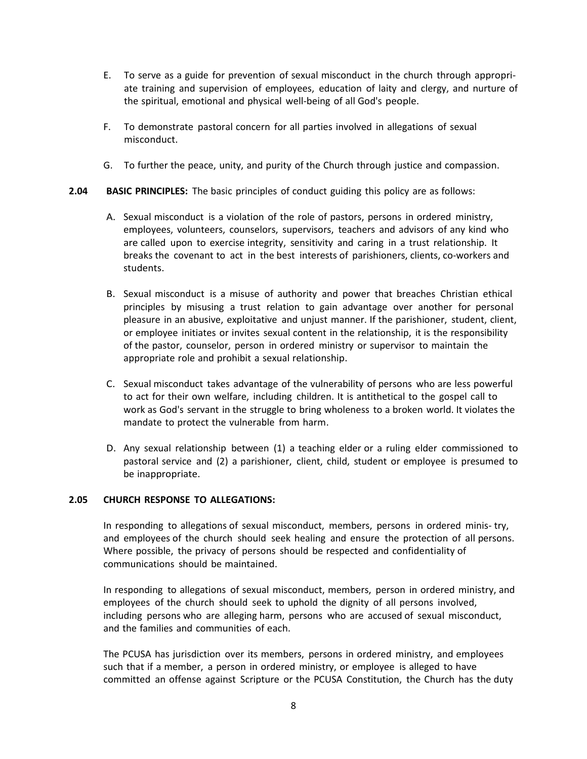E. To serve as a guide for prevention of sexual misconduct in the church through appropriate training and supervision of employees, education of laity and clergy, and nurture of the spiritual, emotional and physical well-being of all God's people.

F. To demonstrate pastoral concern for all parties involved in allegations of sexual misconduct.

G. To further the peace, unity, and purity of the Church through justice and compassion.

**2.04 BASIC PRINCIPLES:** The basic principles of conduct guiding this policy are as follows:

A. Sexual misconduct is a violation of the role of pastors, persons in ordered ministry, employees, volunteers, counselors, supervisors, teachers and advisors of any kind who are called upon to exercise integrity, sensitivity and caring in a trust relationship. It breaks the covenant to act in the best interests of parishioners, clients, co-workers and students.

B. Sexual misconduct is a misuse of authority and power that breaches Christian ethical principles by misusing a trust relation to gain advantage over another for personal pleasure in an abusive, exploitative and unjust manner. If the parishioner, student, client, or employee initiates or invites sexual content in the relationship, it is the responsibility of the pastor, counselor, person in ordered ministry or supervisor to maintain the appropriate role and prohibit a sexual relationship.

C. Sexual misconduct takes advantage of the vulnerability of persons who are less powerful to act for their own welfare, including children. It is antithetical to the gospel call to work as God's servant in the struggle to bring wholeness to a broken world. It violates the mandate to protect the vulnerable from harm.

D. Any sexual relationship between (1) a teaching elder or a ruling elder commissioned to pastoral service and (2) a parishioner, client, child, student or employee is presumed to be inappropriate.

**2.05 CHURCH RESPONSE TO ALLEGATIONS:**

In responding to allegations of sexual misconduct, members, persons in ordered ministry, and employees of the church should seek healing and ensure the protection of all persons. Where possible, the privacy of persons should be respected and confidentiality of communications should be maintained.

In responding to allegations of sexual misconduct, members, person in ordered ministry, and employees of the church should seek to uphold the dignity of all persons involved, including persons who are alleging harm, persons who are accused of sexual misconduct, and the families and communities of each.

The PCUSA has jurisdiction over its members, persons in ordered ministry, and employees such that if a member, a person in ordered ministry, or employee is alleged to have committed an offense against Scripture or the PCUSA Constitution, the Church has the duty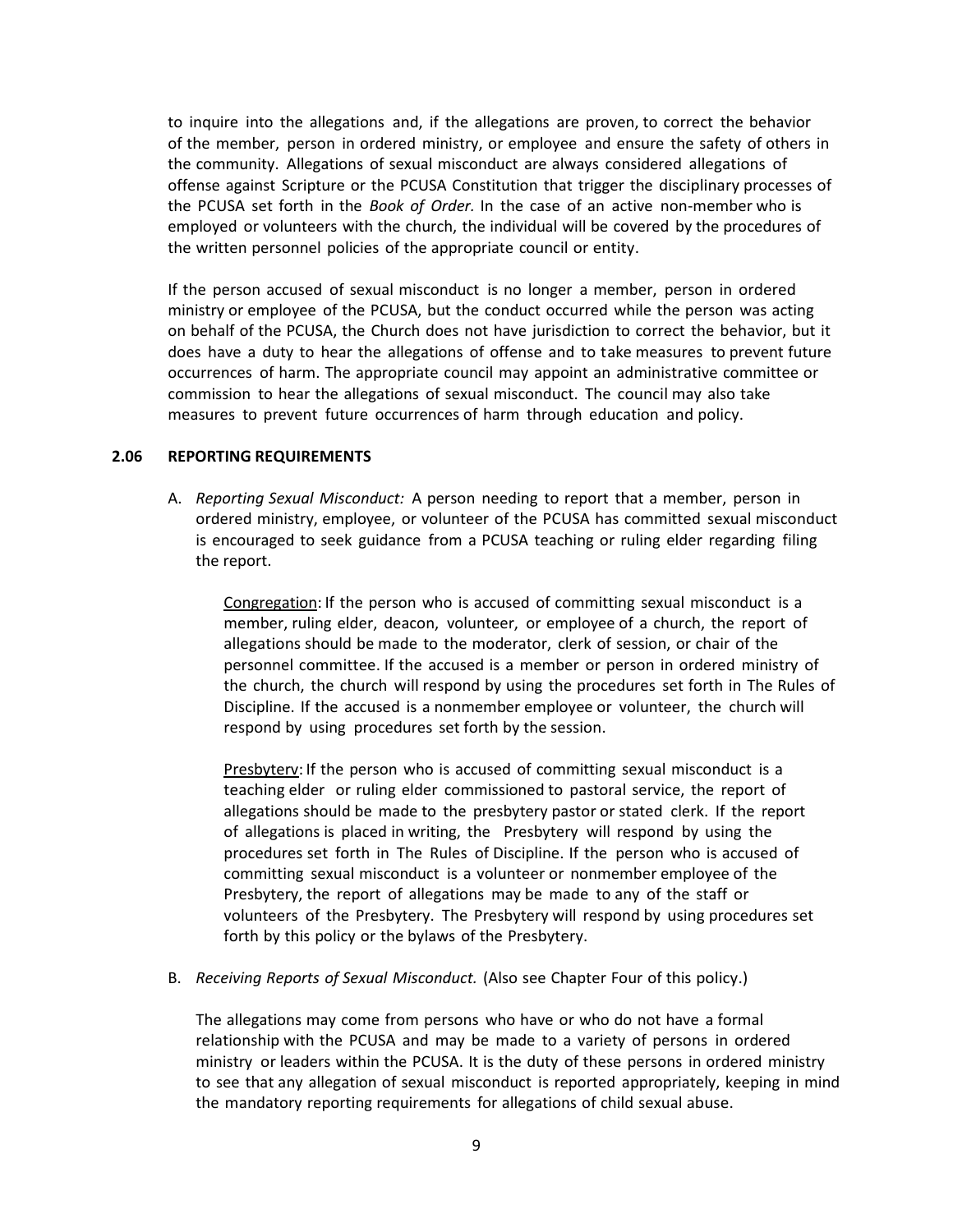to inquire into the allegations and, if the allegations are proven, to correct the behavior of the member, person in ordered ministry, or employee and ensure the safety of others in the community. Allegations of sexual misconduct are always considered allegations of offense against Scripture or the PCUSA Constitution that trigger the disciplinary processes of the PCUSA set forth in the *Book of Order.* In the case of an active non-member who is employed or volunteers with the church, the individual will be covered by the procedures of the written personnel policies of the appropriate council or entity.

If the person accused of sexual misconduct is no longer a member, person in ordered ministry or employee of the PCUSA, but the conduct occurred while the person was acting on behalf of the PCUSA, the Church does not have jurisdiction to correct the behavior, but it does have a duty to hear the allegations of offense and to take measures to prevent future occurrences of harm. The appropriate council may appoint an administrative committee or commission to hear the allegations of sexual misconduct. The council may also take measures to prevent future occurrences of harm through education and policy.

### 2.06 REPORTING REQUIREMENTS

A. *Reporting Sexual Misconduct:* A person needing to report that a member, person in ordered ministry, employee, or volunteer of the PCUSA has committed sexual misconduct is encouraged to seek guidance from a PCUSA teaching or ruling elder regarding filing the report.

<u>Congregation</u>: If the person who is accused of committing sexual misconduct is a member, ruling elder, deacon, volunteer, or employee of a church, the report of allegations should be made to the moderator, clerk of session, or chair of the personnel committee. If the accused is a member or person in ordered ministry of the church, the church will respond by using the procedures set forth in The Rules of Discipline. If the accused is a nonmember employee or volunteer, the church will respond by using procedures set forth by the session.

<u>Presbyterv</u>: If the person who is accused of committing sexual misconduct is a teaching elder or ruling elder commissioned to pastoral service, the report of allegations should be made to the presbytery pastor or stated clerk. If the report of allegations is placed in writing, the Presbytery will respond by using the procedures set forth in The Rules of Discipline. If the person who is accused of committing sexual misconduct is a volunteer or nonmember employee of the Presbytery, the report of allegations may be made to any of the staff or volunteers of the Presbytery. The Presbytery will respond by using procedures set forth by this policy or the bylaws of the Presbytery.

B. *Receiving Reports of Sexual Misconduct.* (Also see Chapter Four of this policy.)

The allegations may come from persons who have or who do not have a formal relationship with the PCUSA and may be made to a variety of persons in ordered ministry or leaders within the PCUSA. It is the duty of these persons in ordered ministry to see that any allegation of sexual misconduct is reported appropriately, keeping in mind the mandatory reporting requirements for allegations of child sexual abuse.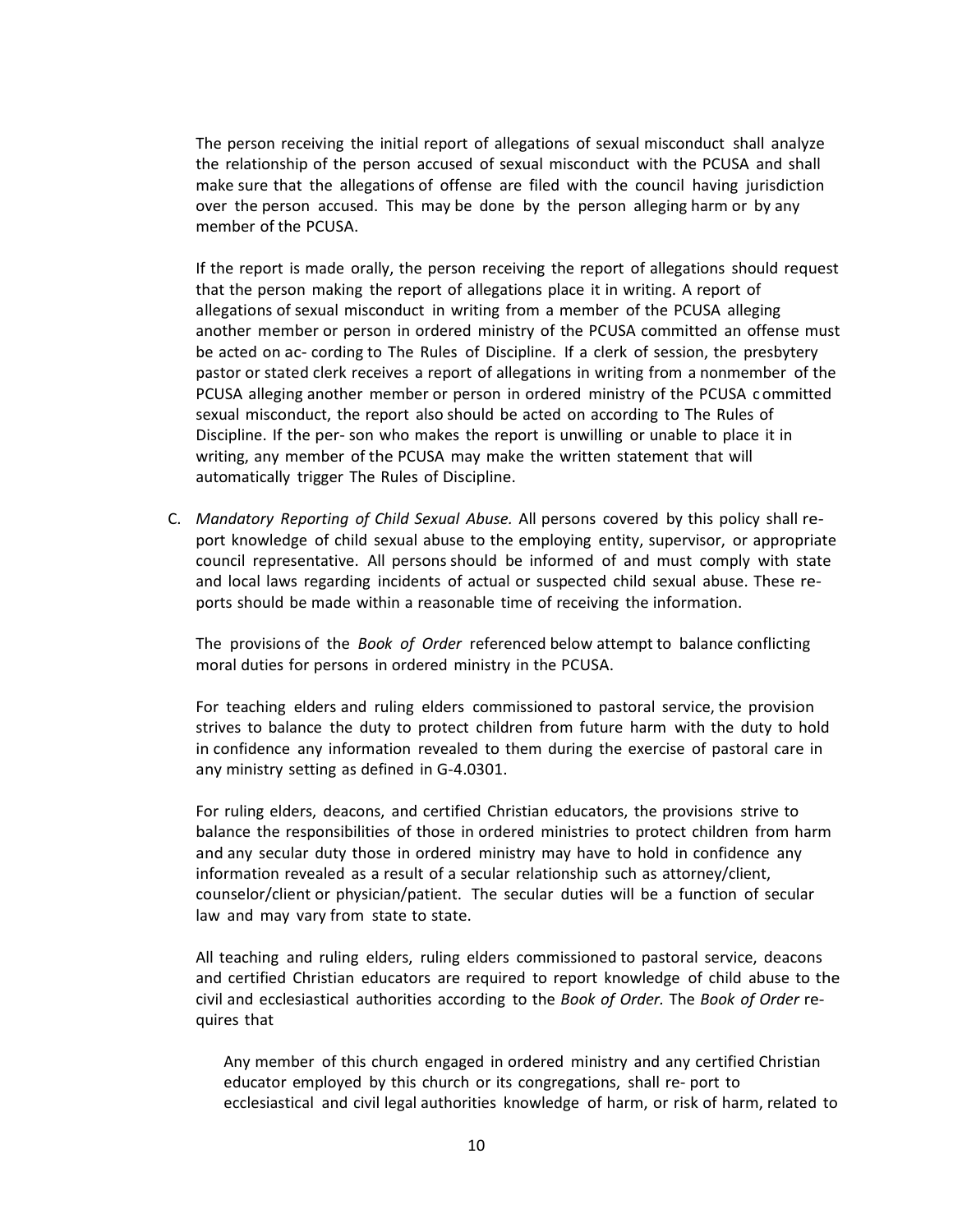The person receiving the initial report of allegations of sexual misconduct shall analyze the relationship of the person accused of sexual misconduct with the PCUSA and shall make sure that the allegations of offense are filed with the council having jurisdiction over the person accused. This may be done by the person alleging harm or by any member of the PCUSA.

If the report is made orally, the person receiving the report of allegations should request that the person making the report of allegations place it in writing. A report of allegations of sexual misconduct in writing from a member of the PCUSA alleging another member or person in ordered ministry of the PCUSA committed an offense must be acted on according to The Rules of Discipline. If a clerk of session, the presbytery pastor or stated clerk receives a report of allegations in writing from a nonmember of the PCUSA alleging another member or person in ordered ministry of the PCUSA committed sexual misconduct, the report also should be acted on according to The Rules of Discipline. If the person who makes the report is unwilling or unable to place it in writing, any member of the PCUSA may make the written statement that will automatically trigger The Rules of Discipline.

C. *Mandatory Reporting of Child Sexual Abuse.* All persons covered by this policy shall report knowledge of child sexual abuse to the employing entity, supervisor, or appropriate council representative. All persons should be informed of and must comply with state and local laws regarding incidents of actual or suspected child sexual abuse. These reports should be made within a reasonable time of receiving the information.

The provisions of the *Book of Order* referenced below attempt to balance conflicting moral duties for persons in ordered ministry in the PCUSA.

For teaching elders and ruling elders commissioned to pastoral service, the provision strives to balance the duty to protect children from future harm with the duty to hold in confidence any information revealed to them during the exercise of pastoral care in any ministry setting as defined in G-4.0301.

For ruling elders, deacons, and certified Christian educators, the provisions strive to balance the responsibilities of those in ordered ministries to protect children from harm and any secular duty those in ordered ministry may have to hold in confidence any information revealed as a result of a secular relationship such as attorney/client, counselor/client or physician/patient. The secular duties will be a function of secular law and may vary from state to state.

All teaching and ruling elders, ruling elders commissioned to pastoral service, deacons and certified Christian educators are required to report knowledge of child abuse to the civil and ecclesiastical authorities according to the *Book of Order.* The *Book of Order* requires that

> Any member of this church engaged in ordered ministry and any certified Christian educator employed by this church or its congregations, shall report to ecclesiastical and civil legal authorities knowledge of harm, or risk of harm, related to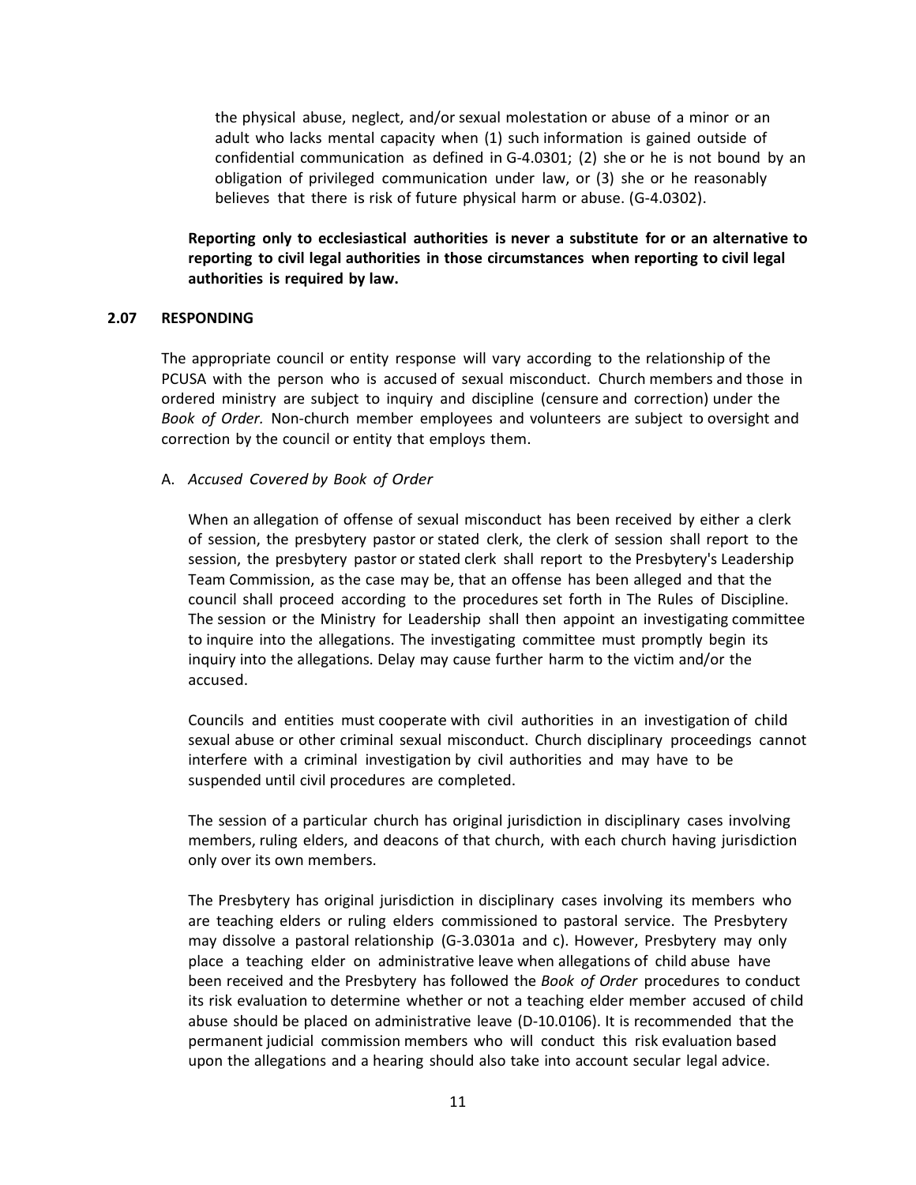the physical abuse, neglect, and/or sexual molestation or abuse of a minor or an adult who lacks mental capacity when (1) such information is gained outside of confidential communication as defined in G-4.0301; (2) she or he is not bound by an obligation of privileged communication under law, or (3) she or he reasonably believes that there is risk of future physical harm or abuse. (G-4.0302).

**Reporting only to ecclesiastical authorities is never a substitute for or an alternative to reporting to civil legal authorities in those circumstances when reporting to civil legal authorities is required by law.**

## 2.07 RESPONDING

The appropriate council or entity response will vary according to the relationship of the PCUSA with the person who is accused of sexual misconduct. Church members and those in ordered ministry are subject to inquiry and discipline (censure and correction) under the *Book of Order.* Non-church member employees and volunteers are subject to oversight and correction by the council or entity that employs them.

A. *Accused Covered by Book of Order*

When an allegation of offense of sexual misconduct has been received by either a clerk of session, the presbytery pastor or stated clerk, the clerk of session shall report to the session, the presbytery pastor or stated clerk shall report to the Presbytery's Leadership Team Commission, as the case may be, that an offense has been alleged and that the council shall proceed according to the procedures set forth in The Rules of Discipline. The session or the Ministry for Leadership shall then appoint an investigating committee to inquire into the allegations. The investigating committee must promptly begin its inquiry into the allegations. Delay may cause further harm to the victim and/or the accused.

Councils and entities must cooperate with civil authorities in an investigation of child sexual abuse or other criminal sexual misconduct. Church disciplinary proceedings cannot interfere with a criminal investigation by civil authorities and may have to be suspended until civil procedures are completed.

The session of a particular church has original jurisdiction in disciplinary cases involving members, ruling elders, and deacons of that church, with each church having jurisdiction only over its own members.

The Presbytery has original jurisdiction in disciplinary cases involving its members who are teaching elders or ruling elders commissioned to pastoral service. The Presbytery may dissolve a pastoral relationship (G-3.0301a and c). However, Presbytery may only place a teaching elder on administrative leave when allegations of child abuse have been received and the Presbytery has followed the *Book of Order* procedures to conduct its risk evaluation to determine whether or not a teaching elder member accused of child abuse should be placed on administrative leave (D-10.0106). It is recommended that the permanent judicial commission members who will conduct this risk evaluation based upon the allegations and a hearing should also take into account secular legal advice.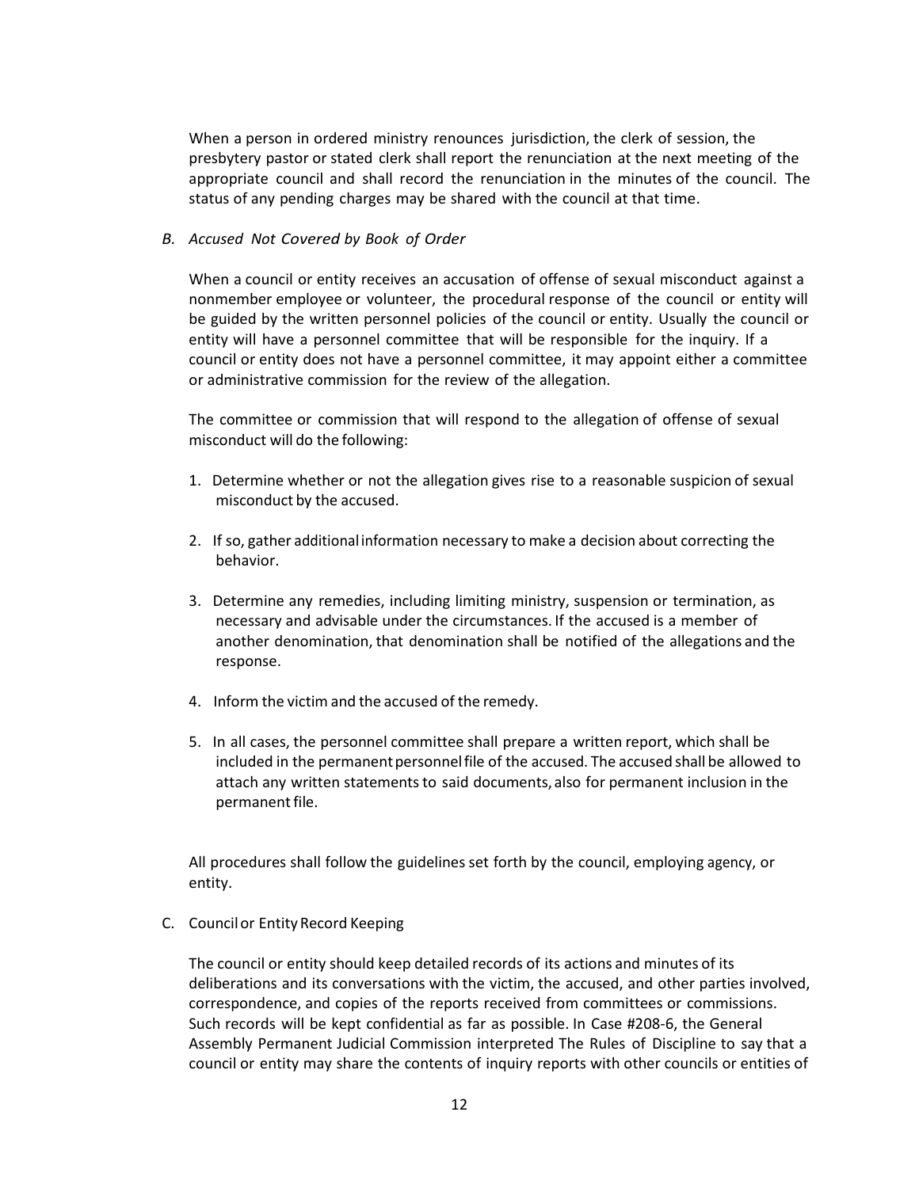When a person in ordered ministry renounces jurisdiction, the clerk of session, the presbytery pastor or stated clerk shall report the renunciation at the next meeting of the appropriate council and shall record the renunciation in the minutes of the council. The status of any pending charges may be shared with the council at that time.

### *B. Accused Not Covered by Book of Order*

When a council or entity receives an accusation of offense of sexual misconduct against a nonmember employee or volunteer, the procedural response of the council or entity will be guided by the written personnel policies of the council or entity. Usually the council or entity will have a personnel committee that will be responsible for the inquiry. If a council or entity does not have a personnel committee, it may appoint either a committee or administrative commission for the review of the allegation.

The committee or commission that will respond to the allegation of offense of sexual misconduct will do the following:

1. Determine whether or not the allegation gives rise to a reasonable suspicion of sexual misconduct by the accused.

2. If so, gather additional information necessary to make a decision about correcting the behavior.

3. Determine any remedies, including limiting ministry, suspension or termination, as necessary and advisable under the circumstances. If the accused is a member of another denomination, that denomination shall be notified of the allegations and the response.

4. Inform the victim and the accused of the remedy.

5. In all cases, the personnel committee shall prepare a written report, which shall be included in the permanent personnel file of the accused. The accused shall be allowed to attach any written statements to said documents, also for permanent inclusion in the permanent file.

All procedures shall follow the guidelines set forth by the council, employing agency, or entity.

### C. Council or Entity Record Keeping

The council or entity should keep detailed records of its actions and minutes of its deliberations and its conversations with the victim, the accused, and other parties involved, correspondence, and copies of the reports received from committees or commissions. Such records will be kept confidential as far as possible. In Case #208-6, the General Assembly Permanent Judicial Commission interpreted The Rules of Discipline to say that a council or entity may share the contents of inquiry reports with other councils or entities of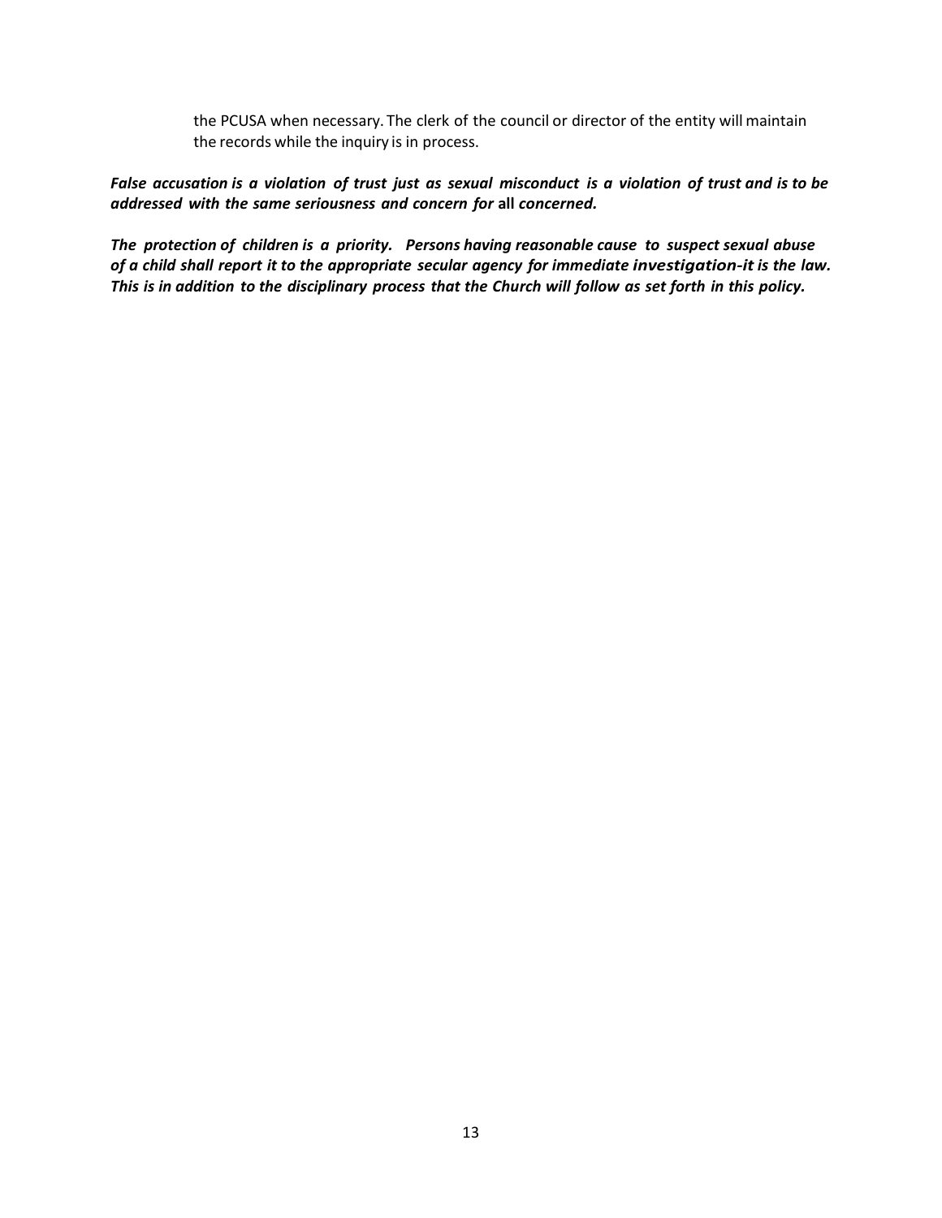the PCUSA when necessary. The clerk of the council or director of the entity will maintain the records while the inquiry is in process.

***False accusation is a violation of trust just as sexual misconduct is a violation of trust and is to be addressed with the same seriousness and concern for all concerned.***

***The protection of children is a priority. Persons having reasonable cause to suspect sexual abuse of a child shall report it to the appropriate secular agency for immediate investigation-it is the law. This is in addition to the disciplinary process that the Church will follow as set forth in this policy.***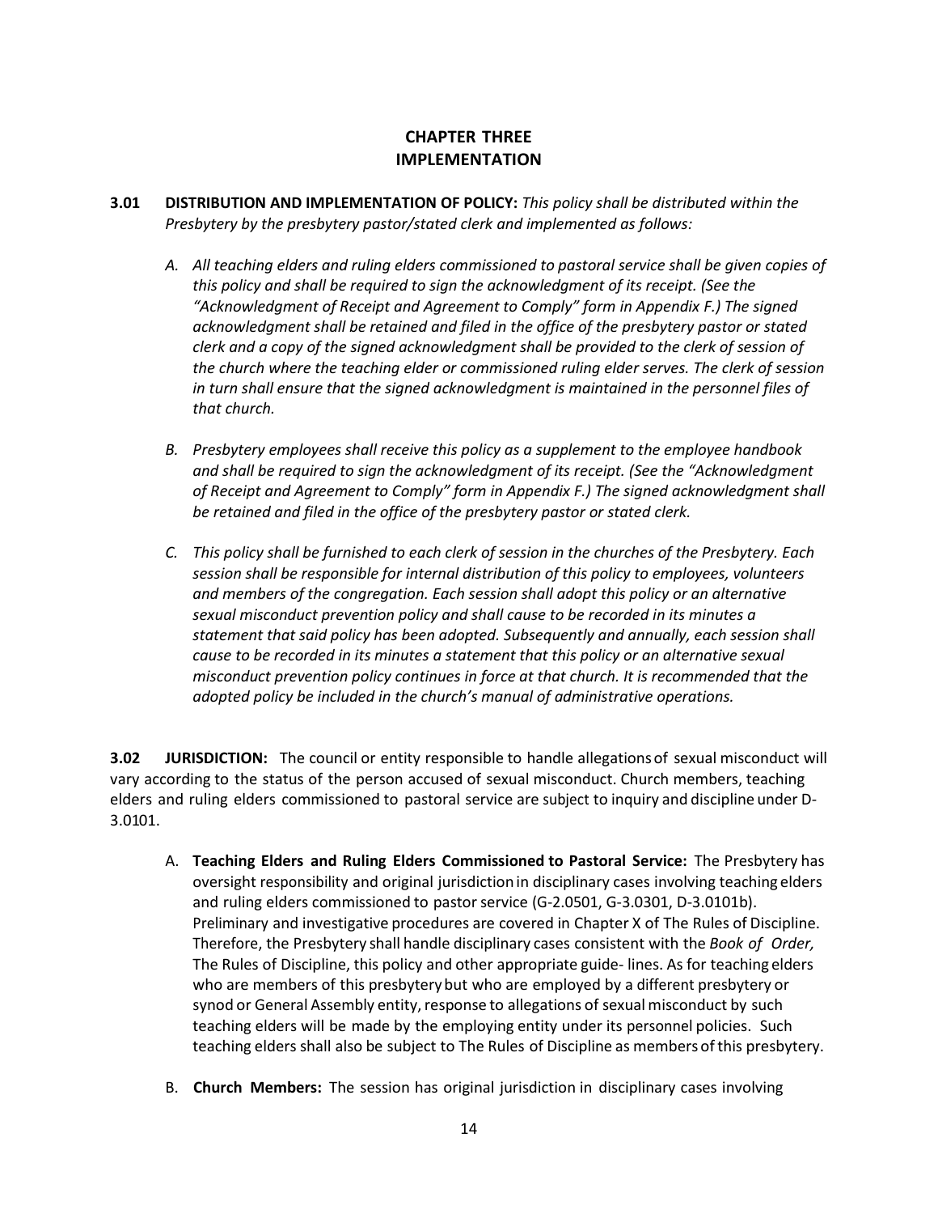## CHAPTER THREE
## IMPLEMENTATION

**3.01 DISTRIBUTION AND IMPLEMENTATION OF POLICY:** *This policy shall be distributed within the Presbytery by the presbytery pastor/stated clerk and implemented as follows:*

*A. All teaching elders and ruling elders commissioned to pastoral service shall be given copies of this policy and shall be required to sign the acknowledgment of its receipt. (See the "Acknowledgment of Receipt and Agreement to Comply" form in Appendix F.) The signed acknowledgment shall be retained and filed in the office of the presbytery pastor or stated clerk and a copy of the signed acknowledgment shall be provided to the clerk of session of the church where the teaching elder or commissioned ruling elder serves. The clerk of session in turn shall ensure that the signed acknowledgment is maintained in the personnel files of that church.*

*B. Presbytery employees shall receive this policy as a supplement to the employee handbook and shall be required to sign the acknowledgment of its receipt. (See the "Acknowledgment of Receipt and Agreement to Comply" form in Appendix F.) The signed acknowledgment shall be retained and filed in the office of the presbytery pastor or stated clerk.*

*C. This policy shall be furnished to each clerk of session in the churches of the Presbytery. Each session shall be responsible for internal distribution of this policy to employees, volunteers and members of the congregation. Each session shall adopt this policy or an alternative sexual misconduct prevention policy and shall cause to be recorded in its minutes a statement that said policy has been adopted. Subsequently and annually, each session shall cause to be recorded in its minutes a statement that this policy or an alternative sexual misconduct prevention policy continues in force at that church. It is recommended that the adopted policy be included in the church's manual of administrative operations.*

**3.02 JURISDICTION:** The council or entity responsible to handle allegations of sexual misconduct will vary according to the status of the person accused of sexual misconduct. Church members, teaching elders and ruling elders commissioned to pastoral service are subject to inquiry and discipline under D-3.0101.

A. **Teaching Elders and Ruling Elders Commissioned to Pastoral Service:** The Presbytery has oversight responsibility and original jurisdiction in disciplinary cases involving teaching elders and ruling elders commissioned to pastor service (G-2.0501, G-3.0301, D-3.0101b). Preliminary and investigative procedures are covered in Chapter X of The Rules of Discipline. Therefore, the Presbytery shall handle disciplinary cases consistent with the *Book of Order,* The Rules of Discipline, this policy and other appropriate guide- lines. As for teaching elders who are members of this presbytery but who are employed by a different presbytery or synod or General Assembly entity, response to allegations of sexual misconduct by such teaching elders will be made by the employing entity under its personnel policies. Such teaching elders shall also be subject to The Rules of Discipline as members of this presbytery.

B. **Church Members:** The session has original jurisdiction in disciplinary cases involving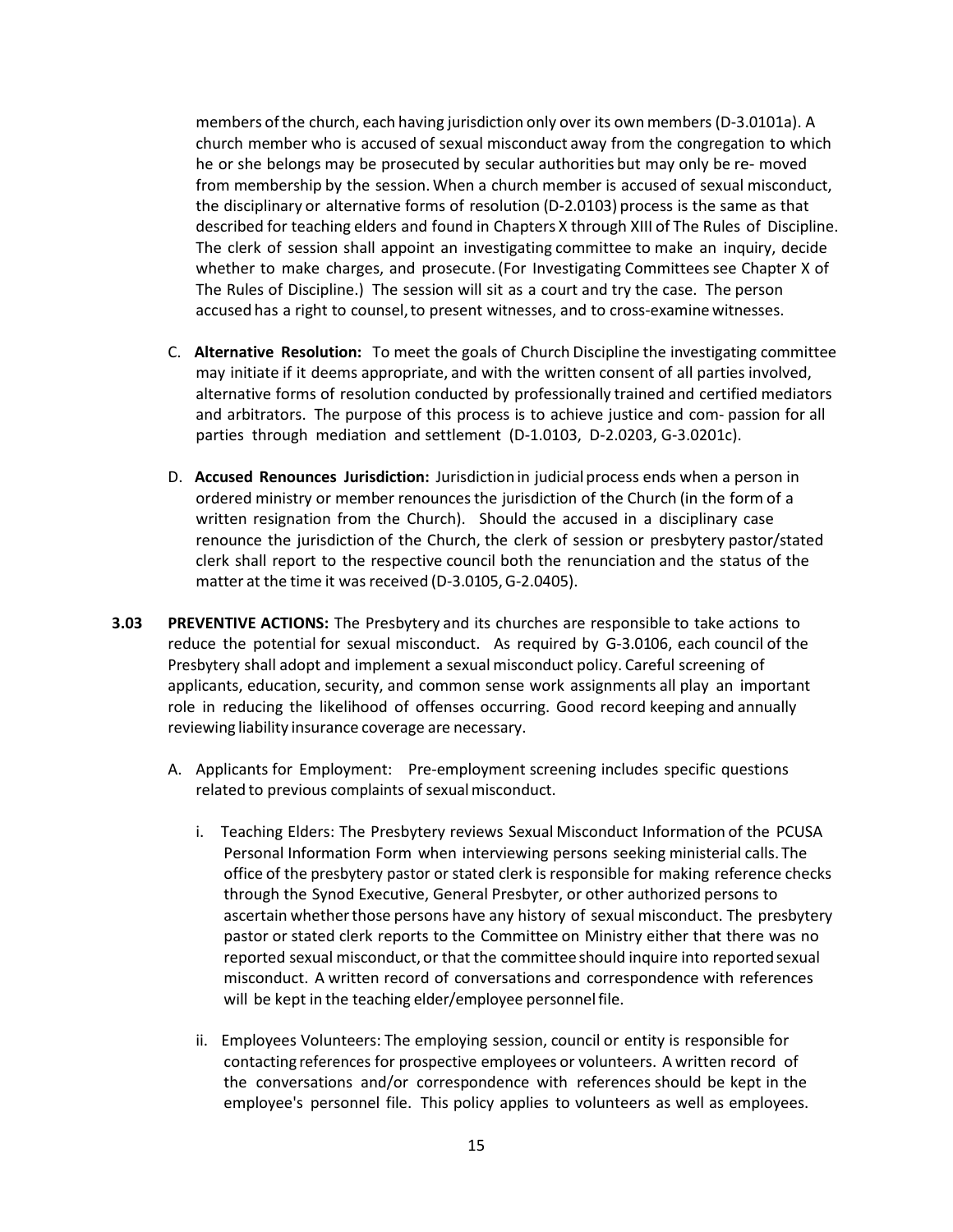members of the church, each having jurisdiction only over its own members (D-3.0101a). A church member who is accused of sexual misconduct away from the congregation to which he or she belongs may be prosecuted by secular authorities but may only be re- moved from membership by the session. When a church member is accused of sexual misconduct, the disciplinary or alternative forms of resolution (D-2.0103) process is the same as that described for teaching elders and found in Chapters X through XIII of The Rules of Discipline. The clerk of session shall appoint an investigating committee to make an inquiry, decide whether to make charges, and prosecute. (For Investigating Committees see Chapter X of The Rules of Discipline.) The session will sit as a court and try the case. The person accused has a right to counsel, to present witnesses, and to cross-examine witnesses.

C. **Alternative Resolution:** To meet the goals of Church Discipline the investigating committee may initiate if it deems appropriate, and with the written consent of all parties involved, alternative forms of resolution conducted by professionally trained and certified mediators and arbitrators. The purpose of this process is to achieve justice and com- passion for all parties through mediation and settlement (D-1.0103, D-2.0203, G-3.0201c).

D. **Accused Renounces Jurisdiction:** Jurisdiction in judicial process ends when a person in ordered ministry or member renounces the jurisdiction of the Church (in the form of a written resignation from the Church). Should the accused in a disciplinary case renounce the jurisdiction of the Church, the clerk of session or presbytery pastor/stated clerk shall report to the respective council both the renunciation and the status of the matter at the time it was received (D-3.0105, G-2.0405).

**3.03 PREVENTIVE ACTIONS:** The Presbytery and its churches are responsible to take actions to reduce the potential for sexual misconduct. As required by G-3.0106, each council of the Presbytery shall adopt and implement a sexual misconduct policy. Careful screening of applicants, education, security, and common sense work assignments all play an important role in reducing the likelihood of offenses occurring. Good record keeping and annually reviewing liability insurance coverage are necessary.

A. Applicants for Employment: Pre-employment screening includes specific questions related to previous complaints of sexual misconduct.

i. Teaching Elders: The Presbytery reviews Sexual Misconduct Information of the PCUSA Personal Information Form when interviewing persons seeking ministerial calls. The office of the presbytery pastor or stated clerk is responsible for making reference checks through the Synod Executive, General Presbyter, or other authorized persons to ascertain whether those persons have any history of sexual misconduct. The presbytery pastor or stated clerk reports to the Committee on Ministry either that there was no reported sexual misconduct, or that the committee should inquire into reported sexual misconduct. A written record of conversations and correspondence with references will be kept in the teaching elder/employee personnel file.

ii. Employees Volunteers: The employing session, council or entity is responsible for contacting references for prospective employees or volunteers. A written record of the conversations and/or correspondence with references should be kept in the employee's personnel file. This policy applies to volunteers as well as employees.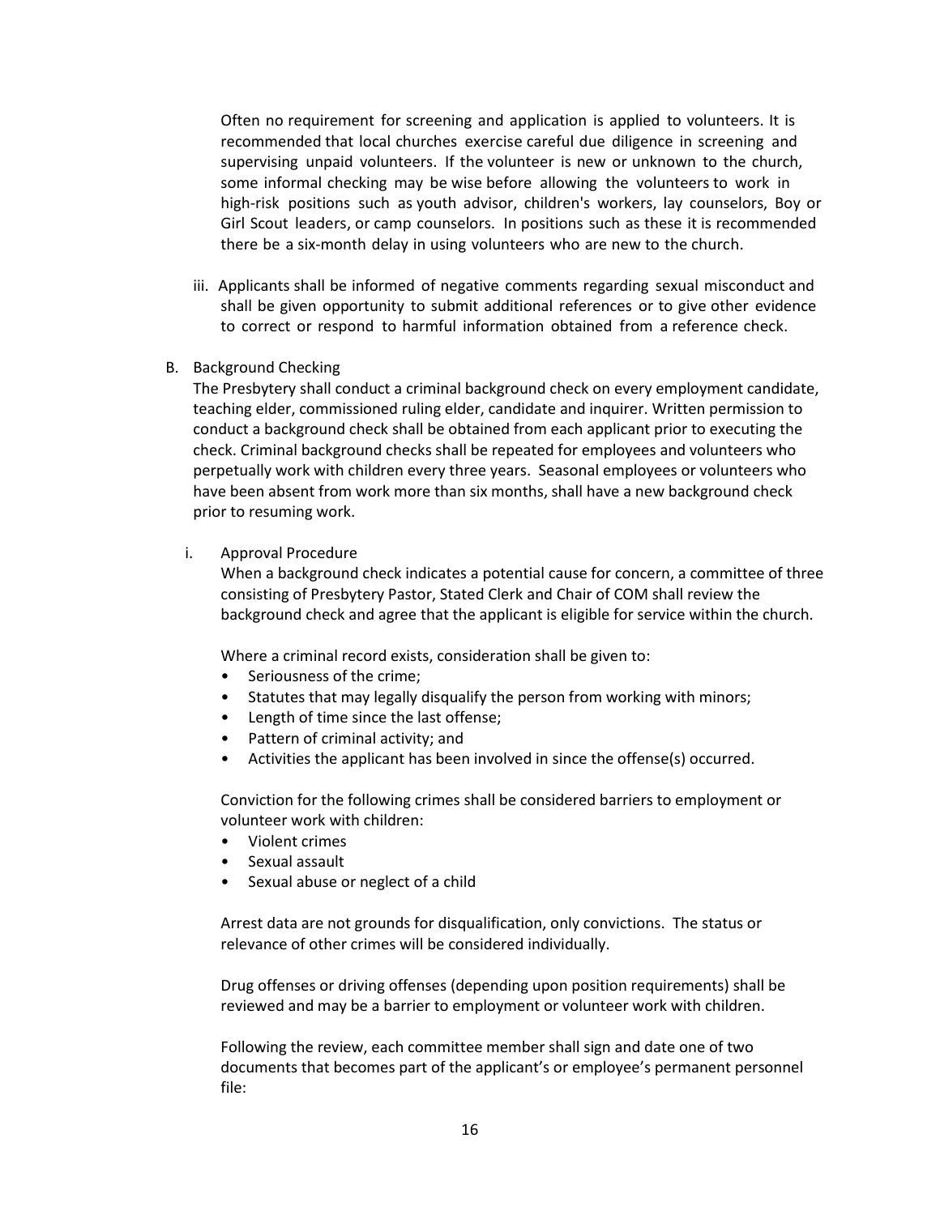Often no requirement for screening and application is applied to volunteers. It is recommended that local churches exercise careful due diligence in screening and supervising unpaid volunteers. If the volunteer is new or unknown to the church, some informal checking may be wise before allowing the volunteers to work in high-risk positions such as youth advisor, children's workers, lay counselors, Boy or Girl Scout leaders, or camp counselors. In positions such as these it is recommended there be a six-month delay in using volunteers who are new to the church.

iii. Applicants shall be informed of negative comments regarding sexual misconduct and shall be given opportunity to submit additional references or to give other evidence to correct or respond to harmful information obtained from a reference check.

B. Background Checking

The Presbytery shall conduct a criminal background check on every employment candidate, teaching elder, commissioned ruling elder, candidate and inquirer. Written permission to conduct a background check shall be obtained from each applicant prior to executing the check. Criminal background checks shall be repeated for employees and volunteers who perpetually work with children every three years. Seasonal employees or volunteers who have been absent from work more than six months, shall have a new background check prior to resuming work.

i. Approval Procedure

When a background check indicates a potential cause for concern, a committee of three consisting of Presbytery Pastor, Stated Clerk and Chair of COM shall review the background check and agree that the applicant is eligible for service within the church.

Where a criminal record exists, consideration shall be given to:

- Seriousness of the crime;
- Statutes that may legally disqualify the person from working with minors;
- Length of time since the last offense;
- Pattern of criminal activity; and
- Activities the applicant has been involved in since the offense(s) occurred.

Conviction for the following crimes shall be considered barriers to employment or volunteer work with children:

- Violent crimes
- Sexual assault
- Sexual abuse or neglect of a child

Arrest data are not grounds for disqualification, only convictions. The status or relevance of other crimes will be considered individually.

Drug offenses or driving offenses (depending upon position requirements) shall be reviewed and may be a barrier to employment or volunteer work with children.

Following the review, each committee member shall sign and date one of two documents that becomes part of the applicant's or employee's permanent personnel file: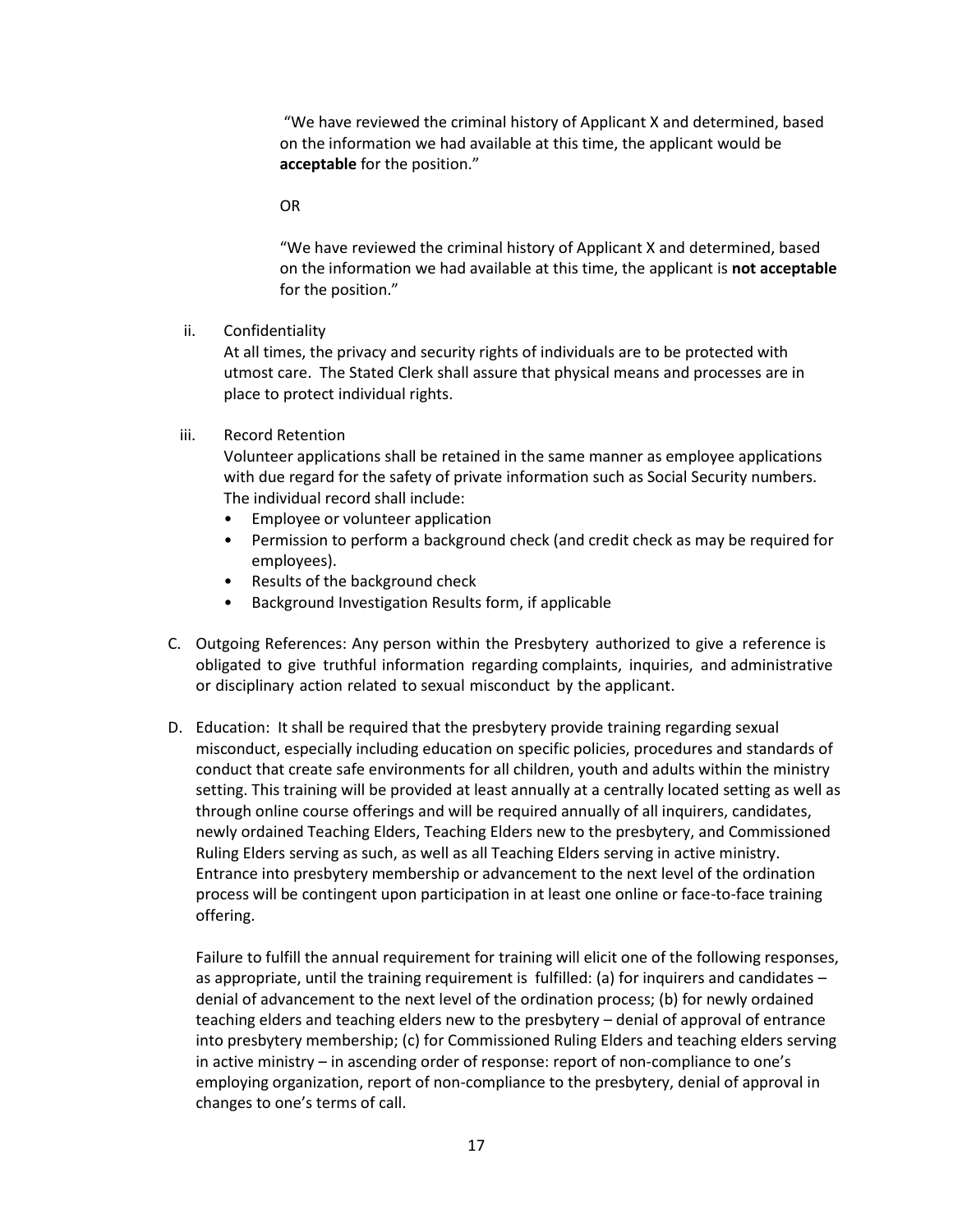"We have reviewed the criminal history of Applicant X and determined, based on the information we had available at this time, the applicant would be **acceptable** for the position."

OR

"We have reviewed the criminal history of Applicant X and determined, based on the information we had available at this time, the applicant is **not acceptable** for the position."

ii. Confidentiality

At all times, the privacy and security rights of individuals are to be protected with utmost care. The Stated Clerk shall assure that physical means and processes are in place to protect individual rights.

iii. Record Retention

Volunteer applications shall be retained in the same manner as employee applications with due regard for the safety of private information such as Social Security numbers. The individual record shall include:

- Employee or volunteer application
- Permission to perform a background check (and credit check as may be required for employees).
- Results of the background check
- Background Investigation Results form, if applicable

C. Outgoing References: Any person within the Presbytery authorized to give a reference is obligated to give truthful information regarding complaints, inquiries, and administrative or disciplinary action related to sexual misconduct by the applicant.

D. Education: It shall be required that the presbytery provide training regarding sexual misconduct, especially including education on specific policies, procedures and standards of conduct that create safe environments for all children, youth and adults within the ministry setting. This training will be provided at least annually at a centrally located setting as well as through online course offerings and will be required annually of all inquirers, candidates, newly ordained Teaching Elders, Teaching Elders new to the presbytery, and Commissioned Ruling Elders serving as such, as well as all Teaching Elders serving in active ministry. Entrance into presbytery membership or advancement to the next level of the ordination process will be contingent upon participation in at least one online or face-to-face training offering.

Failure to fulfill the annual requirement for training will elicit one of the following responses, as appropriate, until the training requirement is fulfilled: (a) for inquirers and candidates – denial of advancement to the next level of the ordination process; (b) for newly ordained teaching elders and teaching elders new to the presbytery – denial of approval of entrance into presbytery membership; (c) for Commissioned Ruling Elders and teaching elders serving in active ministry – in ascending order of response: report of non-compliance to one's employing organization, report of non-compliance to the presbytery, denial of approval in changes to one's terms of call.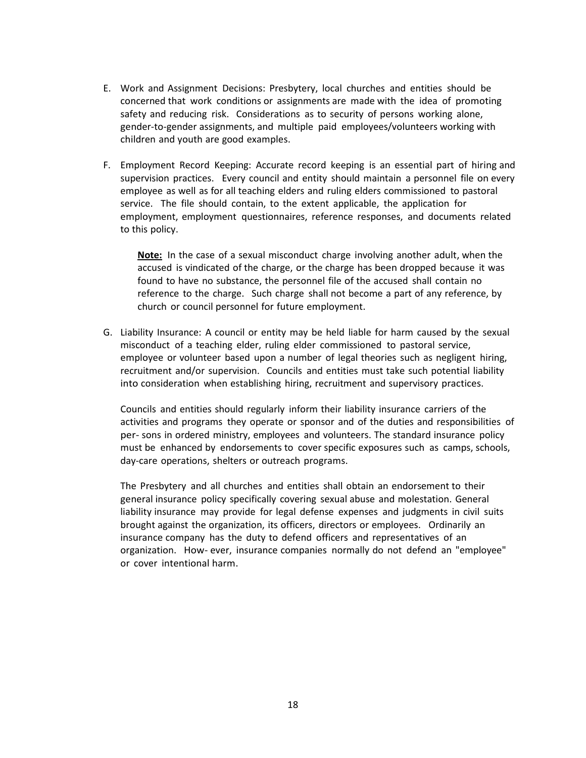E. Work and Assignment Decisions: Presbytery, local churches and entities should be concerned that work conditions or assignments are made with the idea of promoting safety and reducing risk. Considerations as to security of persons working alone, gender-to-gender assignments, and multiple paid employees/volunteers working with children and youth are good examples.

F. Employment Record Keeping: Accurate record keeping is an essential part of hiring and supervision practices. Every council and entity should maintain a personnel file on every employee as well as for all teaching elders and ruling elders commissioned to pastoral service. The file should contain, to the extent applicable, the application for employment, employment questionnaires, reference responses, and documents related to this policy.

   **Note:** In the case of a sexual misconduct charge involving another adult, when the accused is vindicated of the charge, or the charge has been dropped because it was found to have no substance, the personnel file of the accused shall contain no reference to the charge. Such charge shall not become a part of any reference, by church or council personnel for future employment.

G. Liability Insurance: A council or entity may be held liable for harm caused by the sexual misconduct of a teaching elder, ruling elder commissioned to pastoral service, employee or volunteer based upon a number of legal theories such as negligent hiring, recruitment and/or supervision. Councils and entities must take such potential liability into consideration when establishing hiring, recruitment and supervisory practices.

   Councils and entities should regularly inform their liability insurance carriers of the activities and programs they operate or sponsor and of the duties and responsibilities of per- sons in ordered ministry, employees and volunteers. The standard insurance policy must be enhanced by endorsements to cover specific exposures such as camps, schools, day-care operations, shelters or outreach programs.

   The Presbytery and all churches and entities shall obtain an endorsement to their general insurance policy specifically covering sexual abuse and molestation. General liability insurance may provide for legal defense expenses and judgments in civil suits brought against the organization, its officers, directors or employees. Ordinarily an insurance company has the duty to defend officers and representatives of an organization. How- ever, insurance companies normally do not defend an "employee" or cover intentional harm.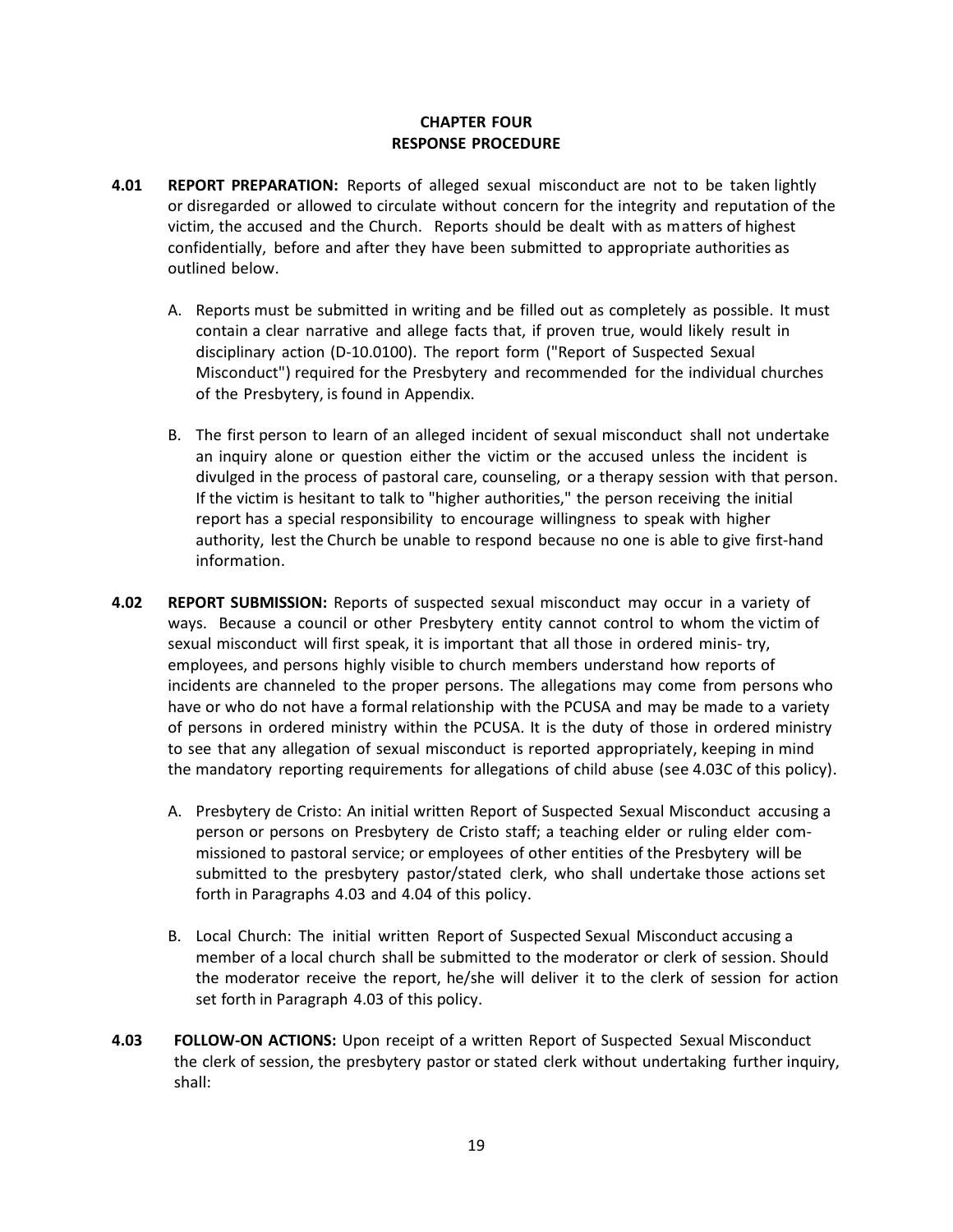# CHAPTER FOUR
## RESPONSE PROCEDURE

**4.01 REPORT PREPARATION:** Reports of alleged sexual misconduct are not to be taken lightly or disregarded or allowed to circulate without concern for the integrity and reputation of the victim, the accused and the Church. Reports should be dealt with as matters of highest confidentially, before and after they have been submitted to appropriate authorities as outlined below.

A. Reports must be submitted in writing and be filled out as completely as possible. It must contain a clear narrative and allege facts that, if proven true, would likely result in disciplinary action (D-10.0100). The report form ("Report of Suspected Sexual Misconduct") required for the Presbytery and recommended for the individual churches of the Presbytery, is found in Appendix.

B. The first person to learn of an alleged incident of sexual misconduct shall not undertake an inquiry alone or question either the victim or the accused unless the incident is divulged in the process of pastoral care, counseling, or a therapy session with that person. If the victim is hesitant to talk to "higher authorities," the person receiving the initial report has a special responsibility to encourage willingness to speak with higher authority, lest the Church be unable to respond because no one is able to give first-hand information.

**4.02 REPORT SUBMISSION:** Reports of suspected sexual misconduct may occur in a variety of ways. Because a council or other Presbytery entity cannot control to whom the victim of sexual misconduct will first speak, it is important that all those in ordered minis- try, employees, and persons highly visible to church members understand how reports of incidents are channeled to the proper persons. The allegations may come from persons who have or who do not have a formal relationship with the PCUSA and may be made to a variety of persons in ordered ministry within the PCUSA. It is the duty of those in ordered ministry to see that any allegation of sexual misconduct is reported appropriately, keeping in mind the mandatory reporting requirements for allegations of child abuse (see 4.03C of this policy).

A. Presbytery de Cristo: An initial written Report of Suspected Sexual Misconduct accusing a person or persons on Presbytery de Cristo staff; a teaching elder or ruling elder com- missioned to pastoral service; or employees of other entities of the Presbytery will be submitted to the presbytery pastor/stated clerk, who shall undertake those actions set forth in Paragraphs 4.03 and 4.04 of this policy.

B. Local Church: The initial written Report of Suspected Sexual Misconduct accusing a member of a local church shall be submitted to the moderator or clerk of session. Should the moderator receive the report, he/she will deliver it to the clerk of session for action set forth in Paragraph 4.03 of this policy.

**4.03 FOLLOW-ON ACTIONS:** Upon receipt of a written Report of Suspected Sexual Misconduct the clerk of session, the presbytery pastor or stated clerk without undertaking further inquiry, shall: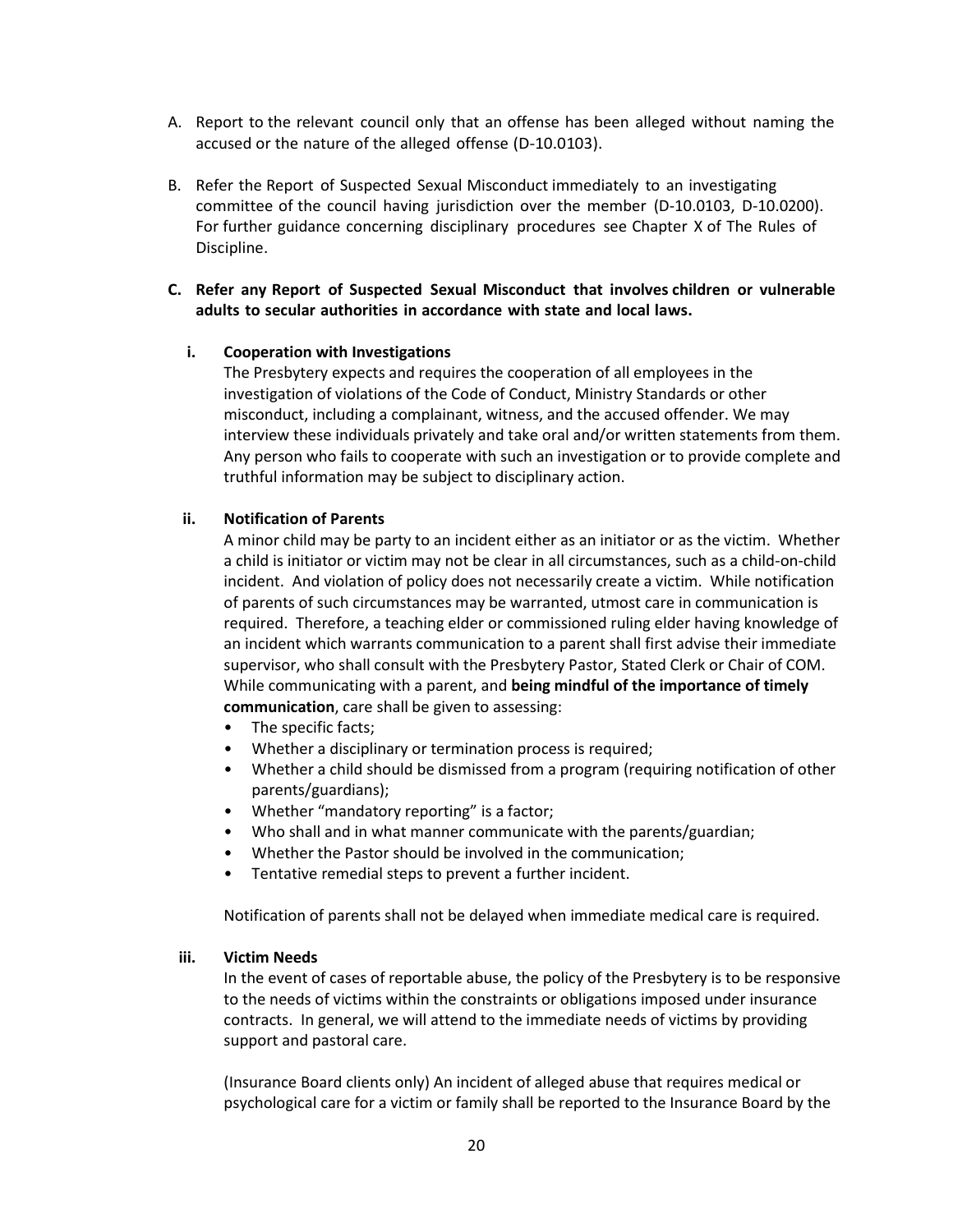A. Report to the relevant council only that an offense has been alleged without naming the accused or the nature of the alleged offense (D-10.0103).

B. Refer the Report of Suspected Sexual Misconduct immediately to an investigating committee of the council having jurisdiction over the member (D-10.0103, D-10.0200). For further guidance concerning disciplinary procedures see Chapter X of The Rules of Discipline.

**C. Refer any Report of Suspected Sexual Misconduct that involves children or vulnerable adults to secular authorities in accordance with state and local laws.**

**i. Cooperation with Investigations**

The Presbytery expects and requires the cooperation of all employees in the investigation of violations of the Code of Conduct, Ministry Standards or other misconduct, including a complainant, witness, and the accused offender. We may interview these individuals privately and take oral and/or written statements from them. Any person who fails to cooperate with such an investigation or to provide complete and truthful information may be subject to disciplinary action.

**ii. Notification of Parents**

A minor child may be party to an incident either as an initiator or as the victim. Whether a child is initiator or victim may not be clear in all circumstances, such as a child-on-child incident. And violation of policy does not necessarily create a victim. While notification of parents of such circumstances may be warranted, utmost care in communication is required. Therefore, a teaching elder or commissioned ruling elder having knowledge of an incident which warrants communication to a parent shall first advise their immediate supervisor, who shall consult with the Presbytery Pastor, Stated Clerk or Chair of COM. While communicating with a parent, and **being mindful of the importance of timely communication**, care shall be given to assessing:

- The specific facts;
- Whether a disciplinary or termination process is required;
- Whether a child should be dismissed from a program (requiring notification of other parents/guardians);
- Whether "mandatory reporting" is a factor;
- Who shall and in what manner communicate with the parents/guardian;
- Whether the Pastor should be involved in the communication;
- Tentative remedial steps to prevent a further incident.

Notification of parents shall not be delayed when immediate medical care is required.

**iii. Victim Needs**

In the event of cases of reportable abuse, the policy of the Presbytery is to be responsive to the needs of victims within the constraints or obligations imposed under insurance contracts. In general, we will attend to the immediate needs of victims by providing support and pastoral care.

(Insurance Board clients only) An incident of alleged abuse that requires medical or psychological care for a victim or family shall be reported to the Insurance Board by the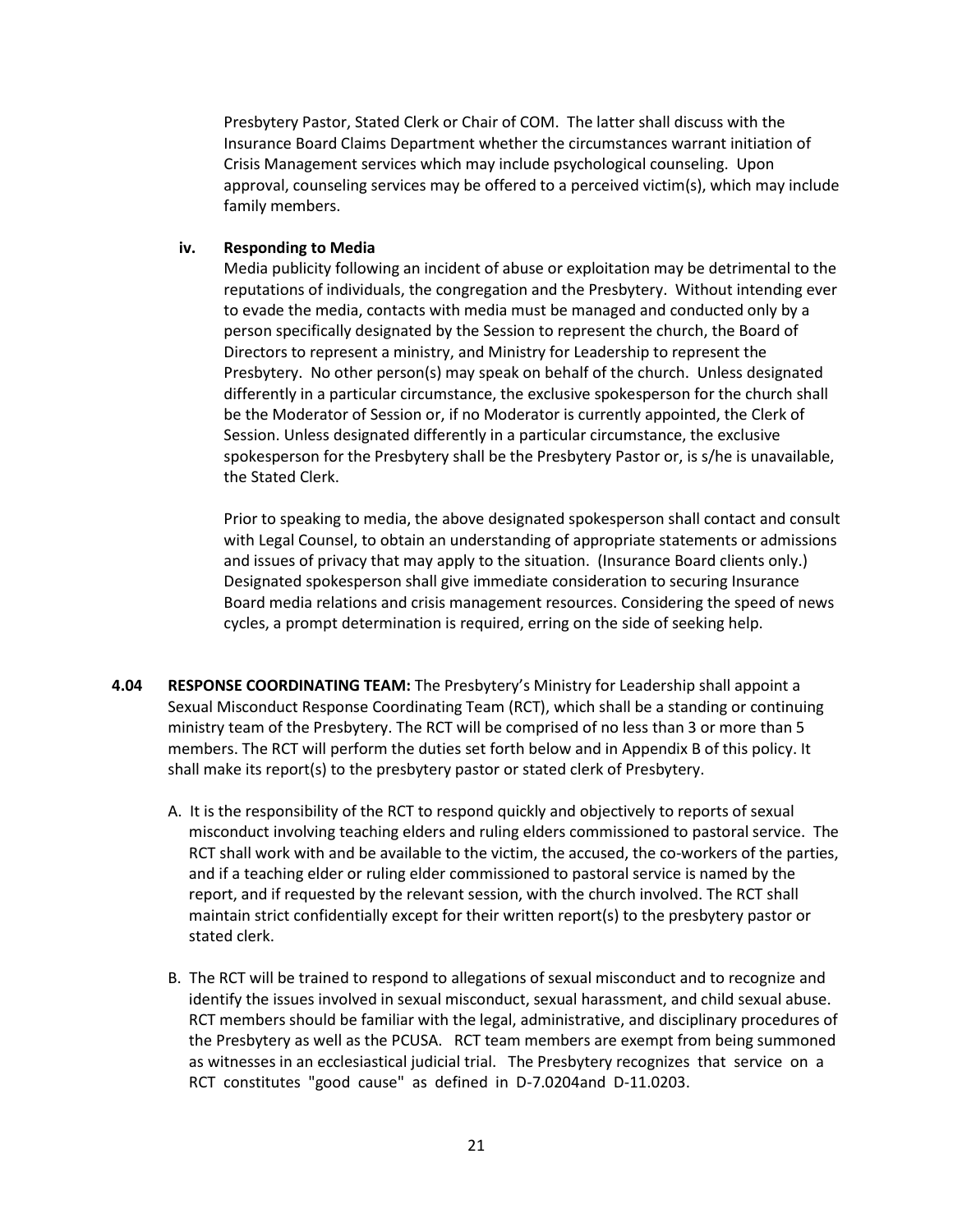Presbytery Pastor, Stated Clerk or Chair of COM. The latter shall discuss with the Insurance Board Claims Department whether the circumstances warrant initiation of Crisis Management services which may include psychological counseling. Upon approval, counseling services may be offered to a perceived victim(s), which may include family members.

**iv. Responding to Media**

Media publicity following an incident of abuse or exploitation may be detrimental to the reputations of individuals, the congregation and the Presbytery. Without intending ever to evade the media, contacts with media must be managed and conducted only by a person specifically designated by the Session to represent the church, the Board of Directors to represent a ministry, and Ministry for Leadership to represent the Presbytery. No other person(s) may speak on behalf of the church. Unless designated differently in a particular circumstance, the exclusive spokesperson for the church shall be the Moderator of Session or, if no Moderator is currently appointed, the Clerk of Session. Unless designated differently in a particular circumstance, the exclusive spokesperson for the Presbytery shall be the Presbytery Pastor or, is s/he is unavailable, the Stated Clerk.

Prior to speaking to media, the above designated spokesperson shall contact and consult with Legal Counsel, to obtain an understanding of appropriate statements or admissions and issues of privacy that may apply to the situation. (Insurance Board clients only.) Designated spokesperson shall give immediate consideration to securing Insurance Board media relations and crisis management resources. Considering the speed of news cycles, a prompt determination is required, erring on the side of seeking help.

**4.04 RESPONSE COORDINATING TEAM:** The Presbytery's Ministry for Leadership shall appoint a Sexual Misconduct Response Coordinating Team (RCT), which shall be a standing or continuing ministry team of the Presbytery. The RCT will be comprised of no less than 3 or more than 5 members. The RCT will perform the duties set forth below and in Appendix B of this policy. It shall make its report(s) to the presbytery pastor or stated clerk of Presbytery.

A. It is the responsibility of the RCT to respond quickly and objectively to reports of sexual misconduct involving teaching elders and ruling elders commissioned to pastoral service. The RCT shall work with and be available to the victim, the accused, the co-workers of the parties, and if a teaching elder or ruling elder commissioned to pastoral service is named by the report, and if requested by the relevant session, with the church involved. The RCT shall maintain strict confidentially except for their written report(s) to the presbytery pastor or stated clerk.

B. The RCT will be trained to respond to allegations of sexual misconduct and to recognize and identify the issues involved in sexual misconduct, sexual harassment, and child sexual abuse. RCT members should be familiar with the legal, administrative, and disciplinary procedures of the Presbytery as well as the PCUSA. RCT team members are exempt from being summoned as witnesses in an ecclesiastical judicial trial. The Presbytery recognizes that service on a RCT constitutes "good cause" as defined in D-7.0204and D-11.0203.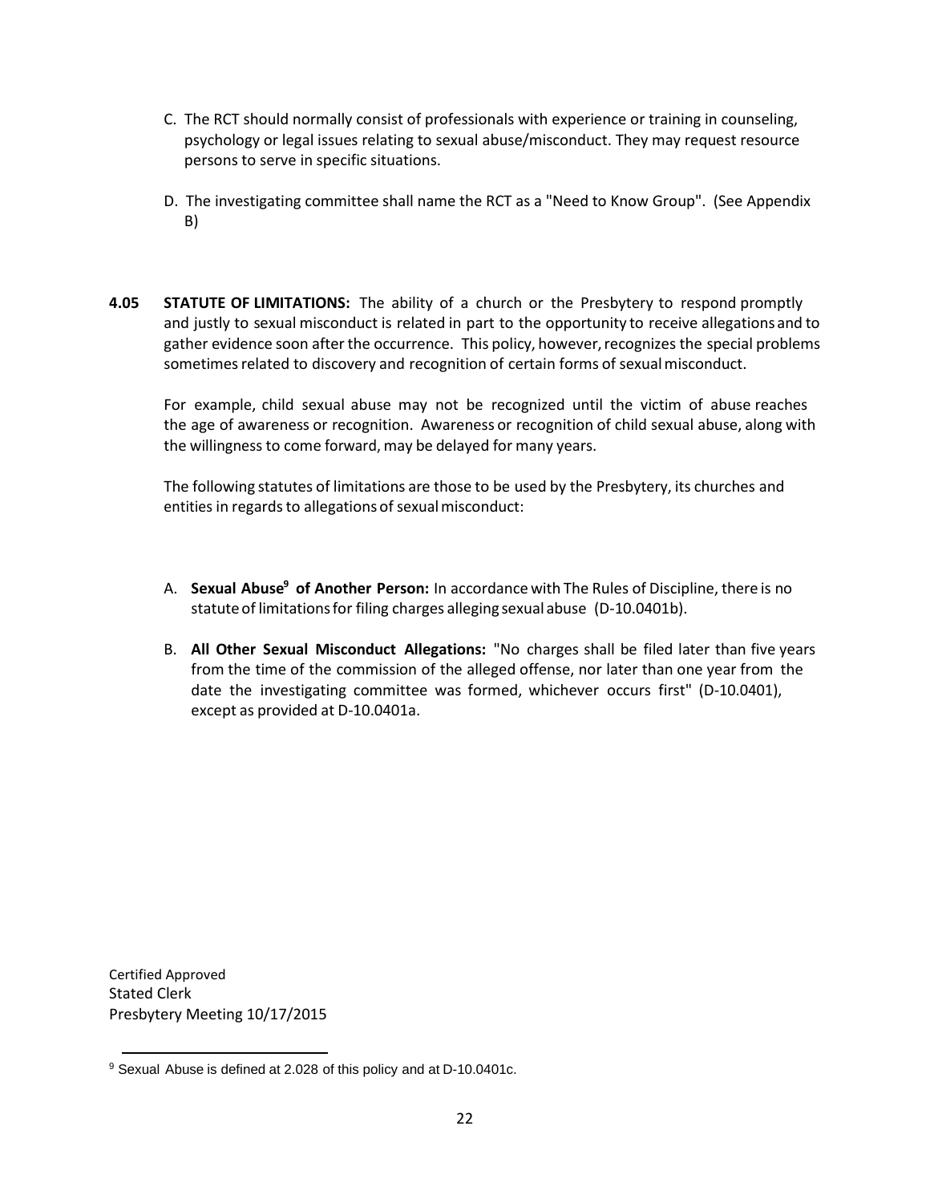C. The RCT should normally consist of professionals with experience or training in counseling, psychology or legal issues relating to sexual abuse/misconduct. They may request resource persons to serve in specific situations.

D. The investigating committee shall name the RCT as a "Need to Know Group". (See Appendix B)

**4.05 STATUTE OF LIMITATIONS:** The ability of a church or the Presbytery to respond promptly and justly to sexual misconduct is related in part to the opportunity to receive allegations and to gather evidence soon after the occurrence. This policy, however, recognizes the special problems sometimes related to discovery and recognition of certain forms of sexual misconduct.

For example, child sexual abuse may not be recognized until the victim of abuse reaches the age of awareness or recognition. Awareness or recognition of child sexual abuse, along with the willingness to come forward, may be delayed for many years.

The following statutes of limitations are those to be used by the Presbytery, its churches and entities in regards to allegations of sexual misconduct:

A. **Sexual Abuse[9] of Another Person:** In accordance with The Rules of Discipline, there is no statute of limitations for filing charges alleging sexual abuse (D-10.0401b).

B. **All Other Sexual Misconduct Allegations:** "No charges shall be filed later than five years from the time of the commission of the alleged offense, nor later than one year from the date the investigating committee was formed, whichever occurs first" (D-10.0401), except as provided at D-10.0401a.

Certified Approved
Stated Clerk
Presbytery Meeting 10/17/2015

[9] Sexual Abuse is defined at 2.028 of this policy and at D-10.0401c.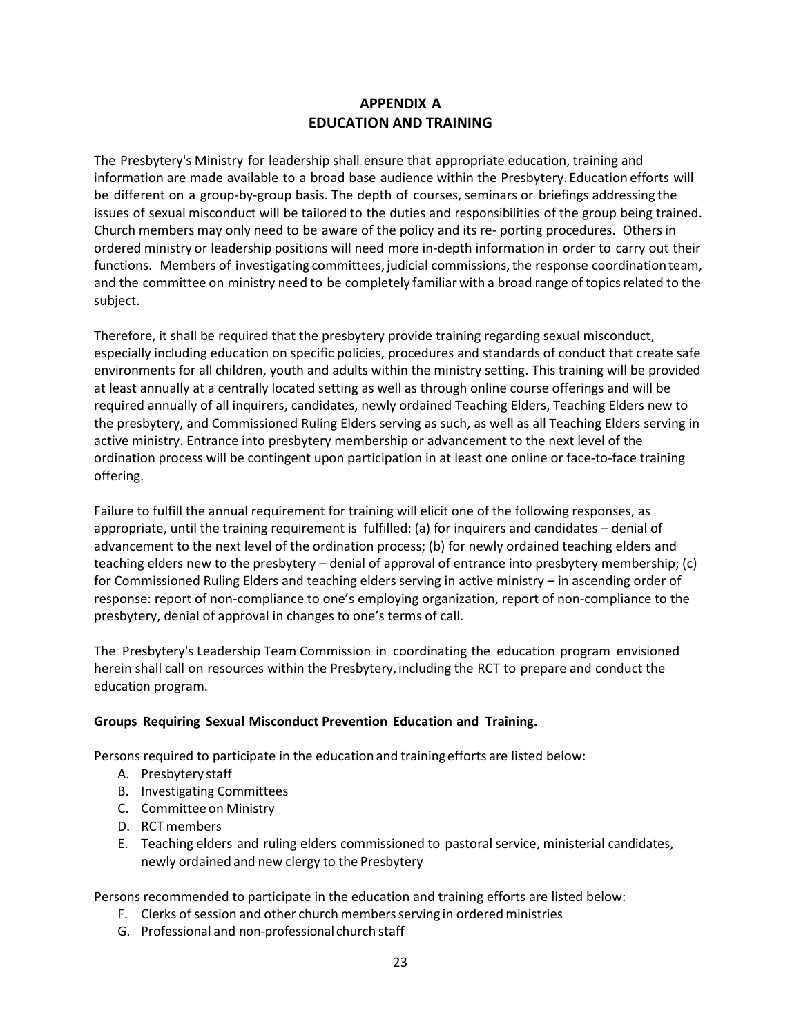# APPENDIX A
# EDUCATION AND TRAINING

The Presbytery's Ministry for leadership shall ensure that appropriate education, training and information are made available to a broad base audience within the Presbytery. Education efforts will be different on a group-by-group basis. The depth of courses, seminars or briefings addressing the issues of sexual misconduct will be tailored to the duties and responsibilities of the group being trained. Church members may only need to be aware of the policy and its re- porting procedures. Others in ordered ministry or leadership positions will need more in-depth information in order to carry out their functions. Members of investigating committees, judicial commissions, the response coordination team, and the committee on ministry need to be completely familiar with a broad range of topics related to the subject.

Therefore, it shall be required that the presbytery provide training regarding sexual misconduct, especially including education on specific policies, procedures and standards of conduct that create safe environments for all children, youth and adults within the ministry setting. This training will be provided at least annually at a centrally located setting as well as through online course offerings and will be required annually of all inquirers, candidates, newly ordained Teaching Elders, Teaching Elders new to the presbytery, and Commissioned Ruling Elders serving as such, as well as all Teaching Elders serving in active ministry. Entrance into presbytery membership or advancement to the next level of the ordination process will be contingent upon participation in at least one online or face-to-face training offering.

Failure to fulfill the annual requirement for training will elicit one of the following responses, as appropriate, until the training requirement is fulfilled: (a) for inquirers and candidates – denial of advancement to the next level of the ordination process; (b) for newly ordained teaching elders and teaching elders new to the presbytery – denial of approval of entrance into presbytery membership; (c) for Commissioned Ruling Elders and teaching elders serving in active ministry – in ascending order of response: report of non-compliance to one's employing organization, report of non-compliance to the presbytery, denial of approval in changes to one's terms of call.

The Presbytery's Leadership Team Commission in coordinating the education program envisioned herein shall call on resources within the Presbytery, including the RCT to prepare and conduct the education program.

**Groups Requiring Sexual Misconduct Prevention Education and Training.**

Persons required to participate in the education and training efforts are listed below:

A. Presbytery staff
B. Investigating Committees
C. Committee on Ministry
D. RCT members
E. Teaching elders and ruling elders commissioned to pastoral service, ministerial candidates, newly ordained and new clergy to the Presbytery

Persons recommended to participate in the education and training efforts are listed below:

F. Clerks of session and other church members serving in ordered ministries
G. Professional and non-professional church staff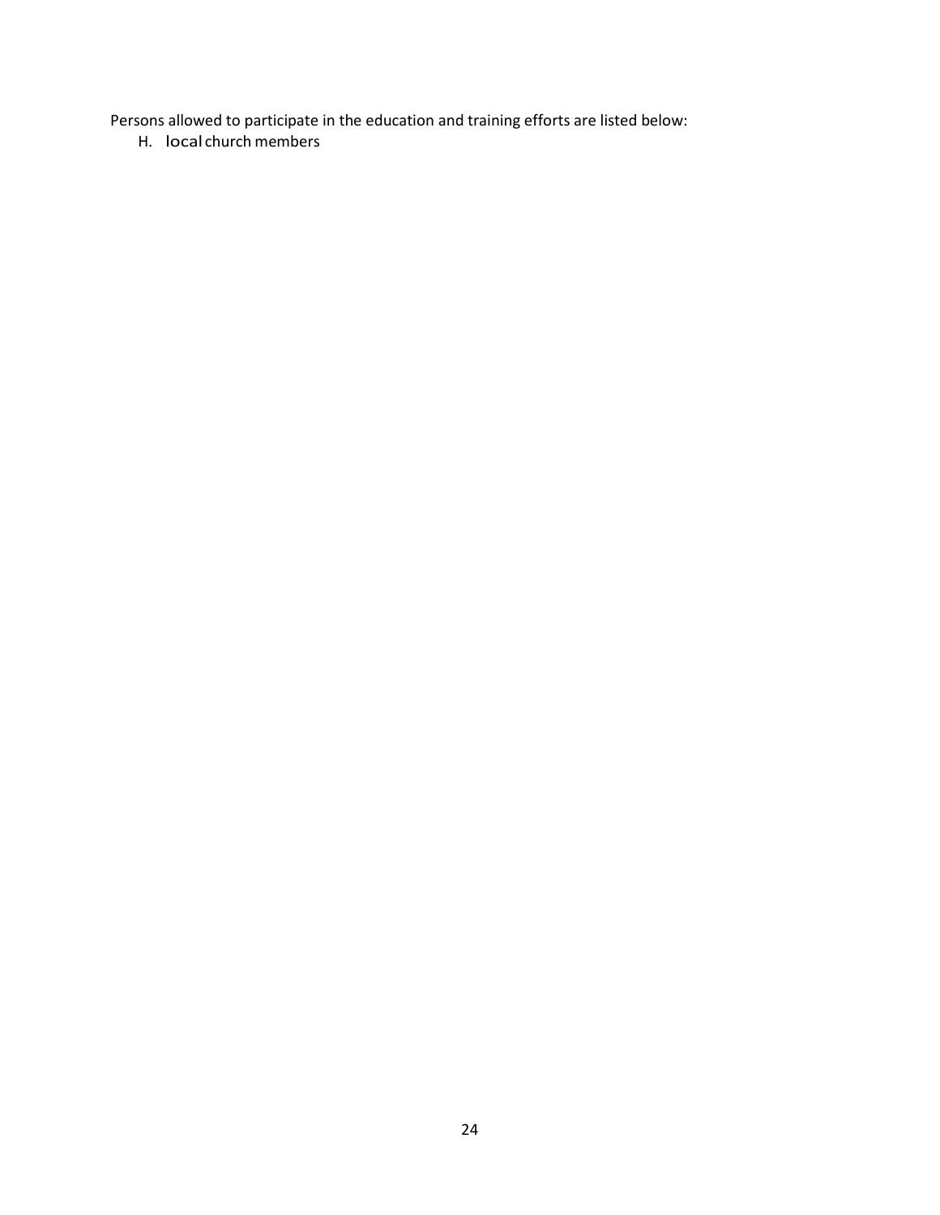Persons allowed to participate in the education and training efforts are listed below:

H. local church members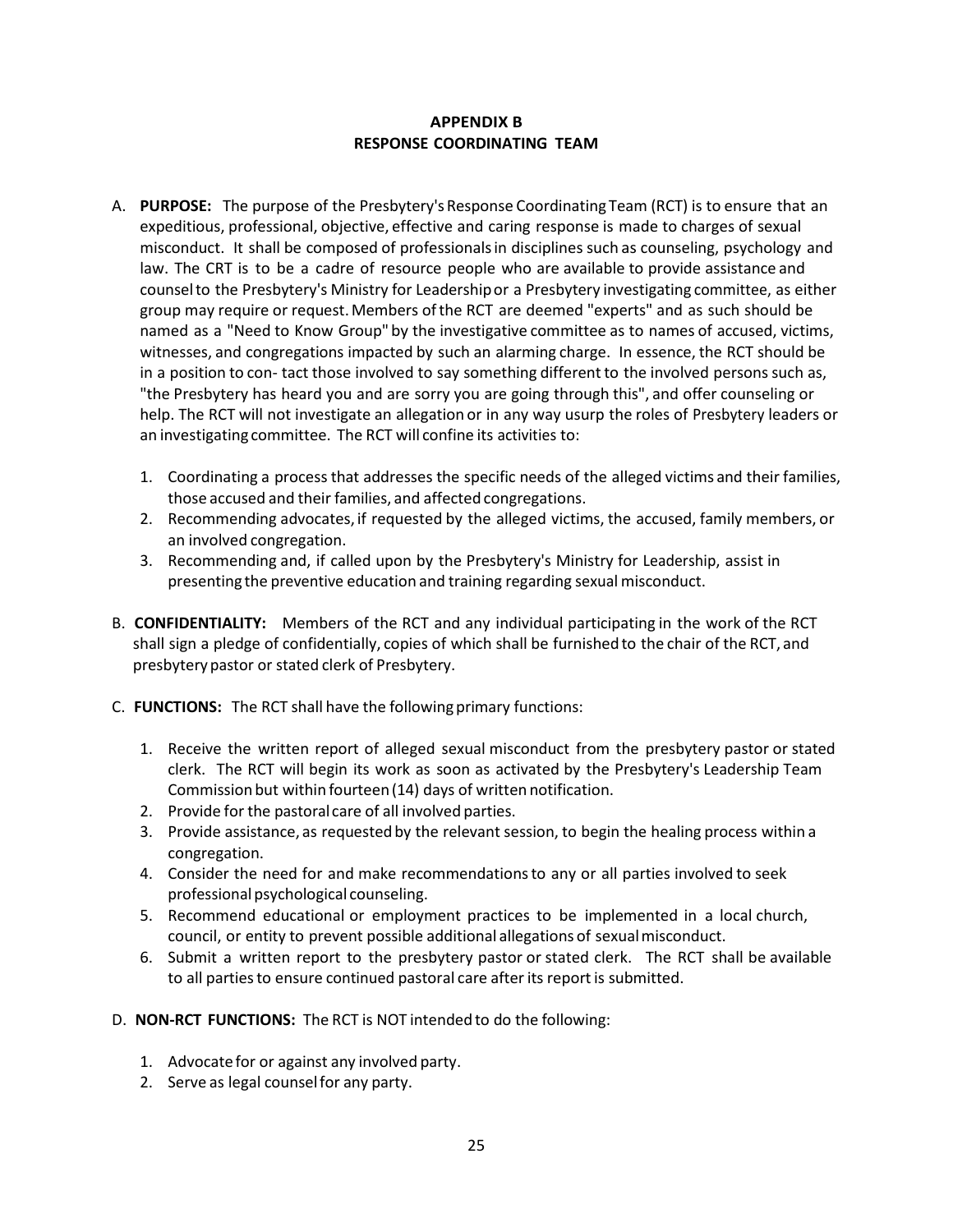# APPENDIX B
## RESPONSE COORDINATING TEAM

A. **PURPOSE:** The purpose of the Presbytery's Response Coordinating Team (RCT) is to ensure that an expeditious, professional, objective, effective and caring response is made to charges of sexual misconduct. It shall be composed of professionals in disciplines such as counseling, psychology and law. The CRT is to be a cadre of resource people who are available to provide assistance and counsel to the Presbytery's Ministry for Leadership or a Presbytery investigating committee, as either group may require or request. Members of the RCT are deemed "experts" and as such should be named as a "Need to Know Group" by the investigative committee as to names of accused, victims, witnesses, and congregations impacted by such an alarming charge. In essence, the RCT should be in a position to con- tact those involved to say something different to the involved persons such as, "the Presbytery has heard you and are sorry you are going through this", and offer counseling or help. The RCT will not investigate an allegation or in any way usurp the roles of Presbytery leaders or an investigating committee. The RCT will confine its activities to:

   1. Coordinating a process that addresses the specific needs of the alleged victims and their families, those accused and their families, and affected congregations.
   2. Recommending advocates, if requested by the alleged victims, the accused, family members, or an involved congregation.
   3. Recommending and, if called upon by the Presbytery's Ministry for Leadership, assist in presenting the preventive education and training regarding sexual misconduct.

B. **CONFIDENTIALITY:** Members of the RCT and any individual participating in the work of the RCT shall sign a pledge of confidentially, copies of which shall be furnished to the chair of the RCT, and presbytery pastor or stated clerk of Presbytery.

C. **FUNCTIONS:** The RCT shall have the following primary functions:

   1. Receive the written report of alleged sexual misconduct from the presbytery pastor or stated clerk. The RCT will begin its work as soon as activated by the Presbytery's Leadership Team Commission but within fourteen (14) days of written notification.
   2. Provide for the pastoral care of all involved parties.
   3. Provide assistance, as requested by the relevant session, to begin the healing process within a congregation.
   4. Consider the need for and make recommendations to any or all parties involved to seek professional psychological counseling.
   5. Recommend educational or employment practices to be implemented in a local church, council, or entity to prevent possible additional allegations of sexual misconduct.
   6. Submit a written report to the presbytery pastor or stated clerk. The RCT shall be available to all parties to ensure continued pastoral care after its report is submitted.

D. **NON-RCT FUNCTIONS:** The RCT is NOT intended to do the following:

   1. Advocate for or against any involved party.
   2. Serve as legal counsel for any party.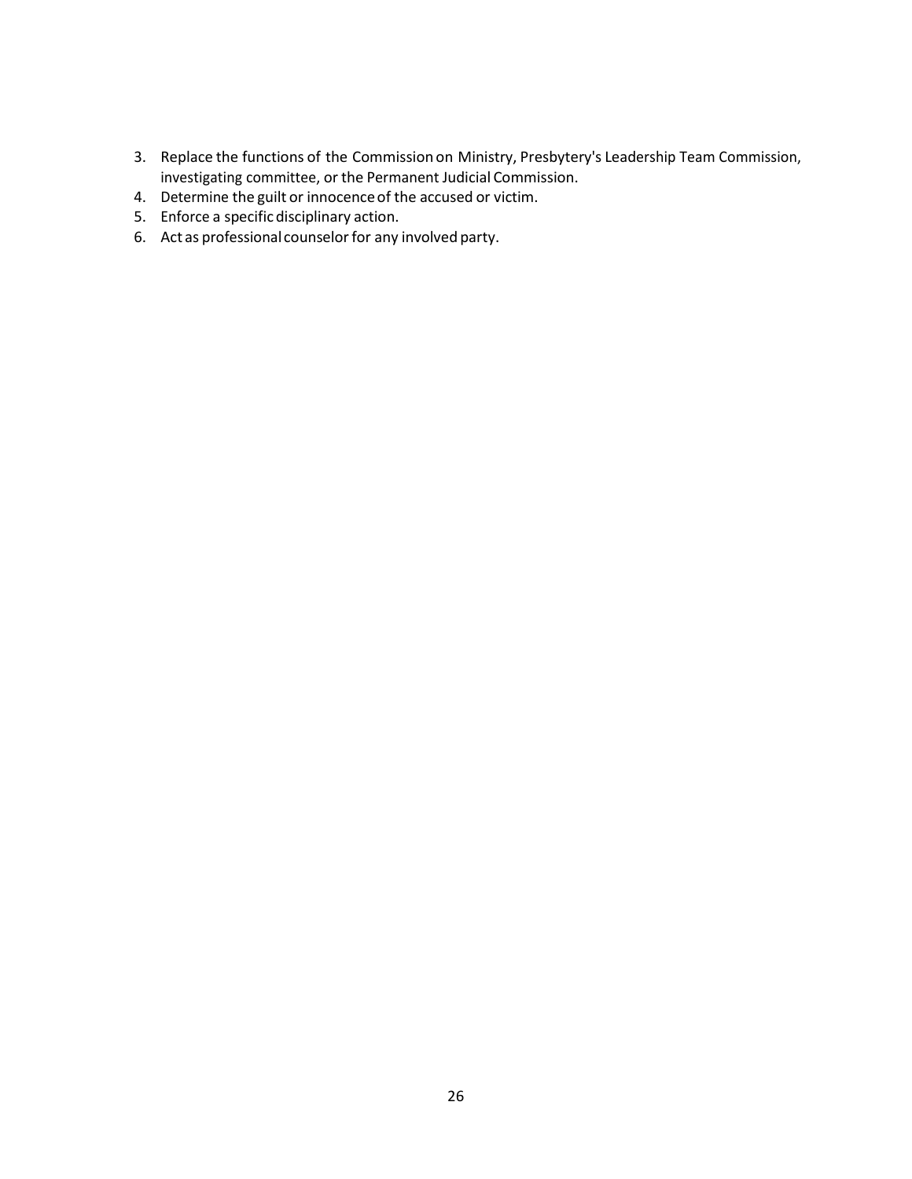3. Replace the functions of the Commission on Ministry, Presbytery's Leadership Team Commission, investigating committee, or the Permanent Judicial Commission.
4. Determine the guilt or innocence of the accused or victim.
5. Enforce a specific disciplinary action.
6. Act as professional counselor for any involved party.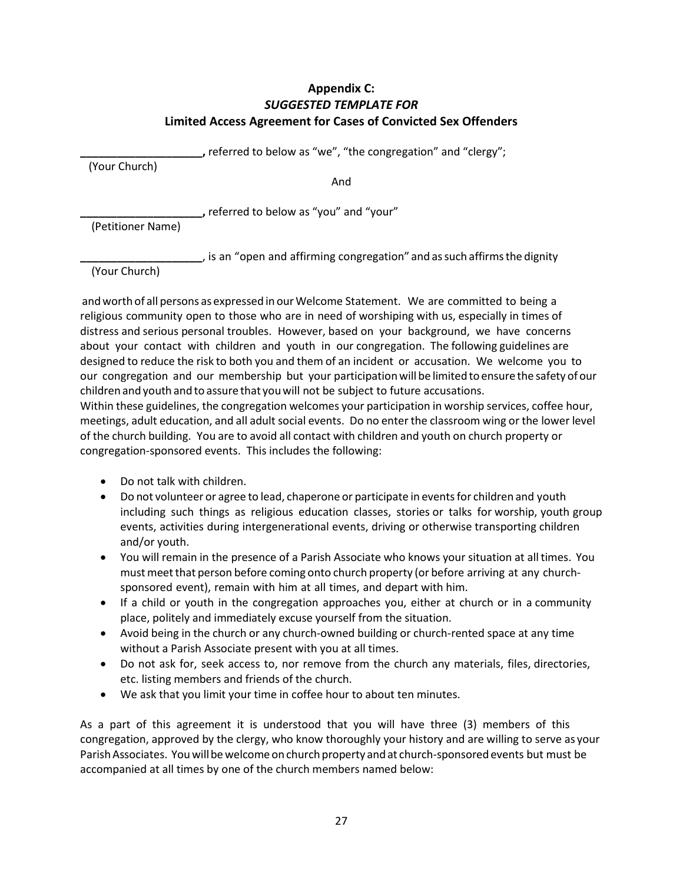## Appendix C:
### *SUGGESTED TEMPLATE FOR*
### Limited Access Agreement for Cases of Convicted Sex Offenders

**____________________,** referred to below as "we", "the congregation" and "clergy";
(Your Church)

And

**____________________,** referred to below as "you" and "your"
(Petitioner Name)

**____________________**, is an "open and affirming congregation" and as such affirms the dignity
(Your Church)

and worth of all persons as expressed in our Welcome Statement. We are committed to being a religious community open to those who are in need of worshiping with us, especially in times of distress and serious personal troubles. However, based on your background, we have concerns about your contact with children and youth in our congregation. The following guidelines are designed to reduce the risk to both you and them of an incident or accusation. We welcome you to our congregation and our membership but your participation will be limited to ensure the safety of our children and youth and to assure that you will not be subject to future accusations.
Within these guidelines, the congregation welcomes your participation in worship services, coffee hour, meetings, adult education, and all adult social events. Do no enter the classroom wing or the lower level of the church building. You are to avoid all contact with children and youth on church property or congregation-sponsored events. This includes the following:

- Do not talk with children.
- Do not volunteer or agree to lead, chaperone or participate in events for children and youth including such things as religious education classes, stories or talks for worship, youth group events, activities during intergenerational events, driving or otherwise transporting children and/or youth.
- You will remain in the presence of a Parish Associate who knows your situation at all times. You must meet that person before coming onto church property (or before arriving at any church-sponsored event), remain with him at all times, and depart with him.
- If a child or youth in the congregation approaches you, either at church or in a community place, politely and immediately excuse yourself from the situation.
- Avoid being in the church or any church-owned building or church-rented space at any time without a Parish Associate present with you at all times.
- Do not ask for, seek access to, nor remove from the church any materials, files, directories, etc. listing members and friends of the church.
- We ask that you limit your time in coffee hour to about ten minutes.

As a part of this agreement it is understood that you will have three (3) members of this congregation, approved by the clergy, who know thoroughly your history and are willing to serve as your Parish Associates. You will be welcome on church property and at church-sponsored events but must be accompanied at all times by one of the church members named below: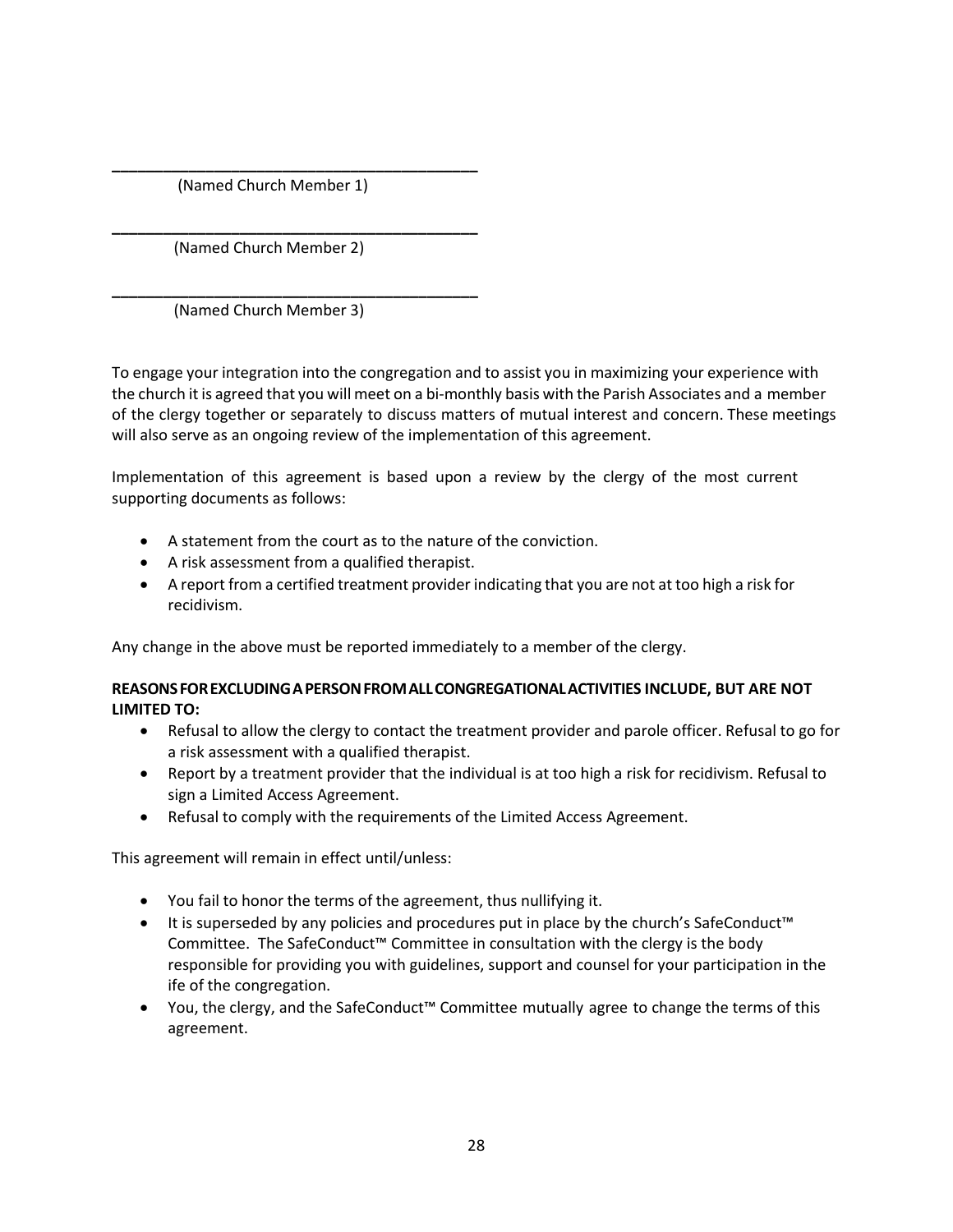\_\_\_\_\_\_\_\_\_\_\_\_\_\_\_\_\_\_\_\_\_\_\_\_\_\_\_\_\_\_\_\_\_\_\_\_\_\_\_\_\_\_

(Named Church Member 1)

\_\_\_\_\_\_\_\_\_\_\_\_\_\_\_\_\_\_\_\_\_\_\_\_\_\_\_\_\_\_\_\_\_\_\_\_\_\_\_\_\_\_

(Named Church Member 2)

\_\_\_\_\_\_\_\_\_\_\_\_\_\_\_\_\_\_\_\_\_\_\_\_\_\_\_\_\_\_\_\_\_\_\_\_\_\_\_\_\_\_

(Named Church Member 3)

To engage your integration into the congregation and to assist you in maximizing your experience with the church it is agreed that you will meet on a bi-monthly basis with the Parish Associates and a member of the clergy together or separately to discuss matters of mutual interest and concern. These meetings will also serve as an ongoing review of the implementation of this agreement.

Implementation of this agreement is based upon a review by the clergy of the most current supporting documents as follows:

- A statement from the court as to the nature of the conviction.
- A risk assessment from a qualified therapist.
- A report from a certified treatment provider indicating that you are not at too high a risk for recidivism.

Any change in the above must be reported immediately to a member of the clergy.

**REASONS FOR EXCLUDING A PERSON FROM ALL CONGREGATIONAL ACTIVITIES INCLUDE, BUT ARE NOT LIMITED TO:**

- Refusal to allow the clergy to contact the treatment provider and parole officer. Refusal to go for a risk assessment with a qualified therapist.
- Report by a treatment provider that the individual is at too high a risk for recidivism. Refusal to sign a Limited Access Agreement.
- Refusal to comply with the requirements of the Limited Access Agreement.

This agreement will remain in effect until/unless:

- You fail to honor the terms of the agreement, thus nullifying it.
- It is superseded by any policies and procedures put in place by the church's SafeConduct™ Committee. The SafeConduct™ Committee in consultation with the clergy is the body responsible for providing you with guidelines, support and counsel for your participation in the ife of the congregation.
- You, the clergy, and the SafeConduct™ Committee mutually agree to change the terms of this agreement.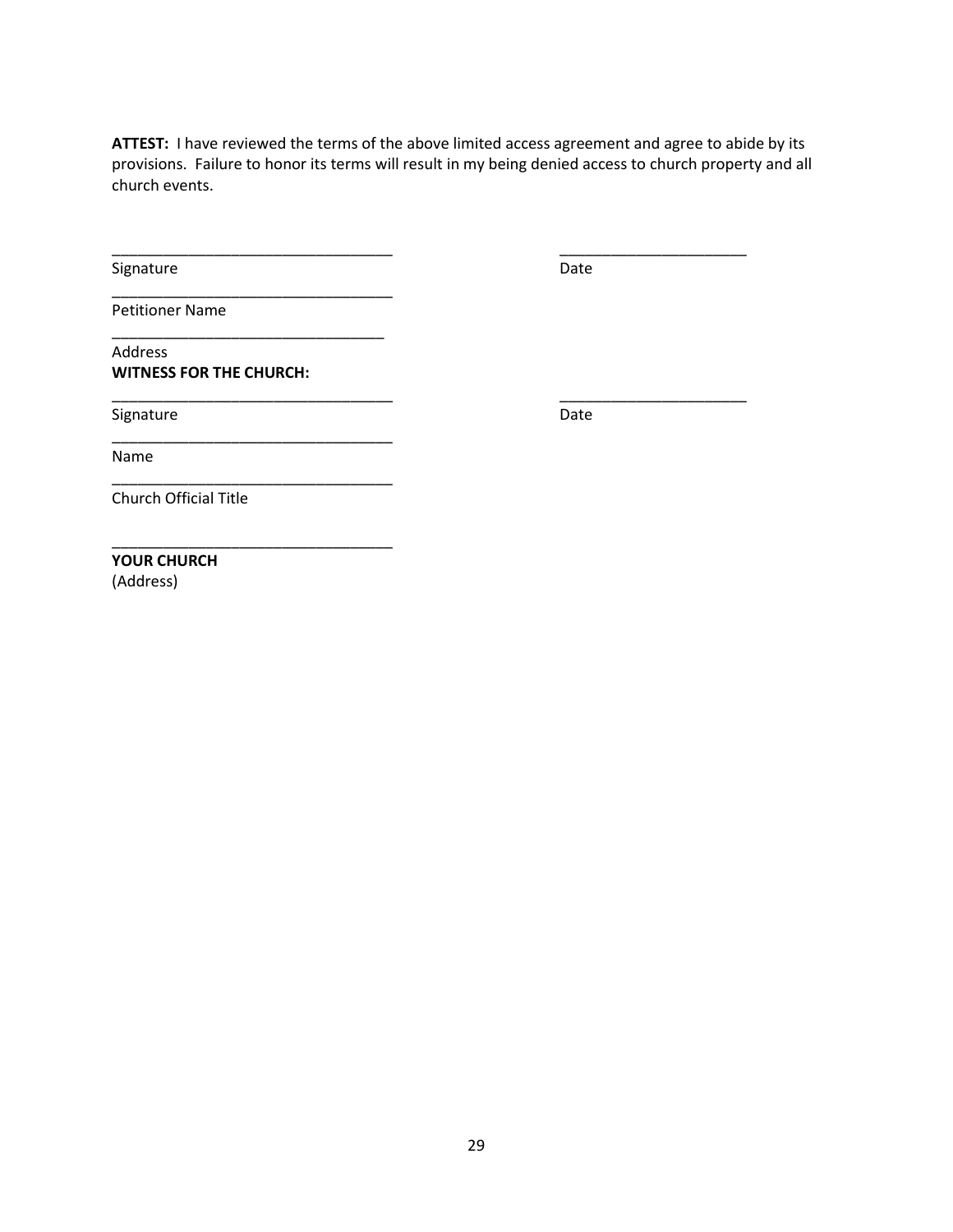**ATTEST:** I have reviewed the terms of the above limited access agreement and agree to abide by its provisions. Failure to honor its terms will result in my being denied access to church property and all church events.

_________________________________ _____________________
Signature Date

_________________________________
Petitioner Name

_________________________________
Address

**WITNESS FOR THE CHURCH:**

_________________________________ _____________________
Signature Date

_________________________________
Name

_________________________________
Church Official Title

_________________________________
**YOUR CHURCH**
(Address)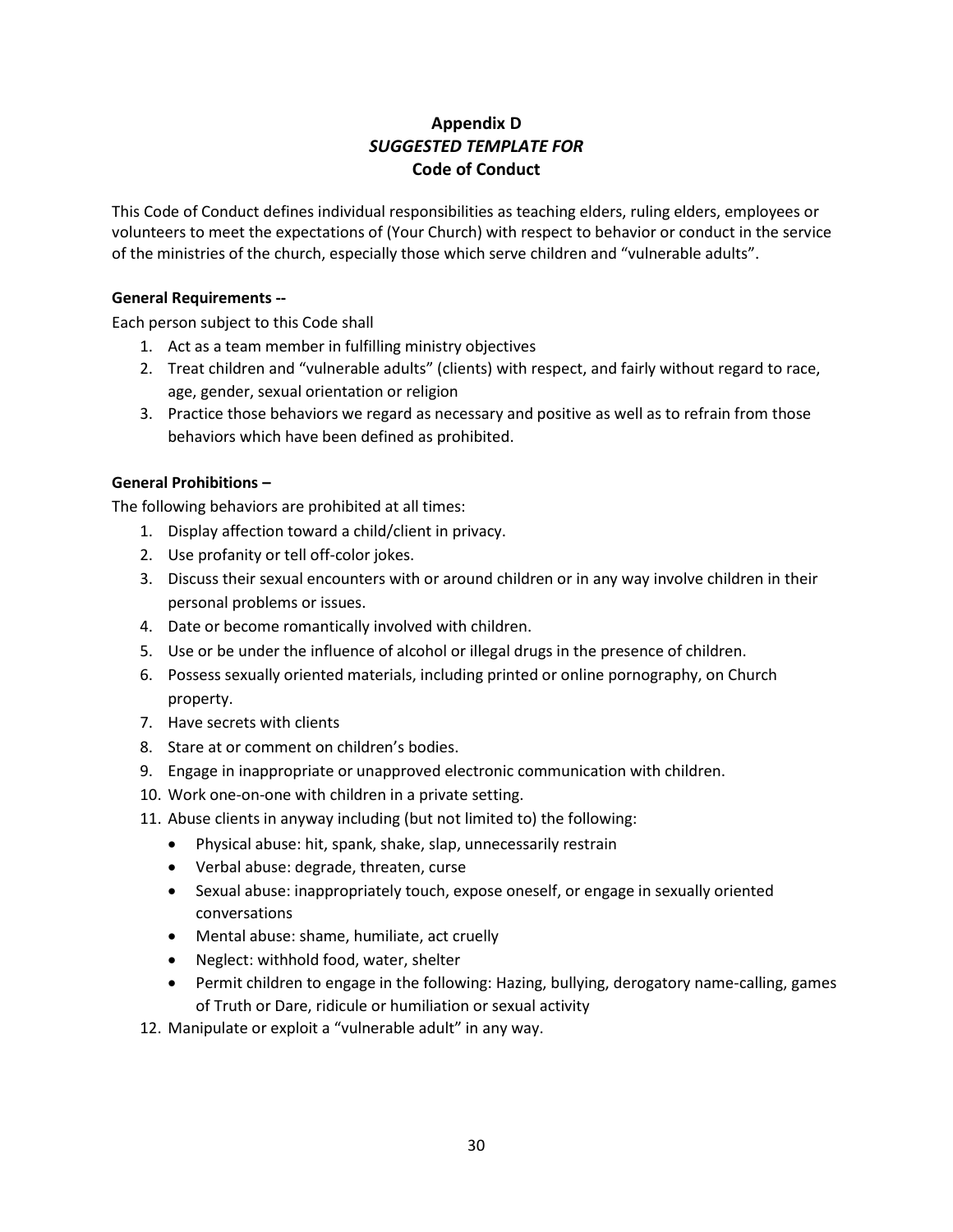## Appendix D
### *SUGGESTED TEMPLATE FOR*
### Code of Conduct

This Code of Conduct defines individual responsibilities as teaching elders, ruling elders, employees or volunteers to meet the expectations of (Your Church) with respect to behavior or conduct in the service of the ministries of the church, especially those which serve children and "vulnerable adults".

**General Requirements --**

Each person subject to this Code shall

1. Act as a team member in fulfilling ministry objectives
2. Treat children and "vulnerable adults" (clients) with respect, and fairly without regard to race, age, gender, sexual orientation or religion
3. Practice those behaviors we regard as necessary and positive as well as to refrain from those behaviors which have been defined as prohibited.

**General Prohibitions –**

The following behaviors are prohibited at all times:

1. Display affection toward a child/client in privacy.
2. Use profanity or tell off-color jokes.
3. Discuss their sexual encounters with or around children or in any way involve children in their personal problems or issues.
4. Date or become romantically involved with children.
5. Use or be under the influence of alcohol or illegal drugs in the presence of children.
6. Possess sexually oriented materials, including printed or online pornography, on Church property.
7. Have secrets with clients
8. Stare at or comment on children's bodies.
9. Engage in inappropriate or unapproved electronic communication with children.
10. Work one-on-one with children in a private setting.
11. Abuse clients in anyway including (but not limited to) the following:
    - Physical abuse: hit, spank, shake, slap, unnecessarily restrain
    - Verbal abuse: degrade, threaten, curse
    - Sexual abuse: inappropriately touch, expose oneself, or engage in sexually oriented conversations
    - Mental abuse: shame, humiliate, act cruelly
    - Neglect: withhold food, water, shelter
    - Permit children to engage in the following: Hazing, bullying, derogatory name-calling, games of Truth or Dare, ridicule or humiliation or sexual activity
12. Manipulate or exploit a "vulnerable adult" in any way.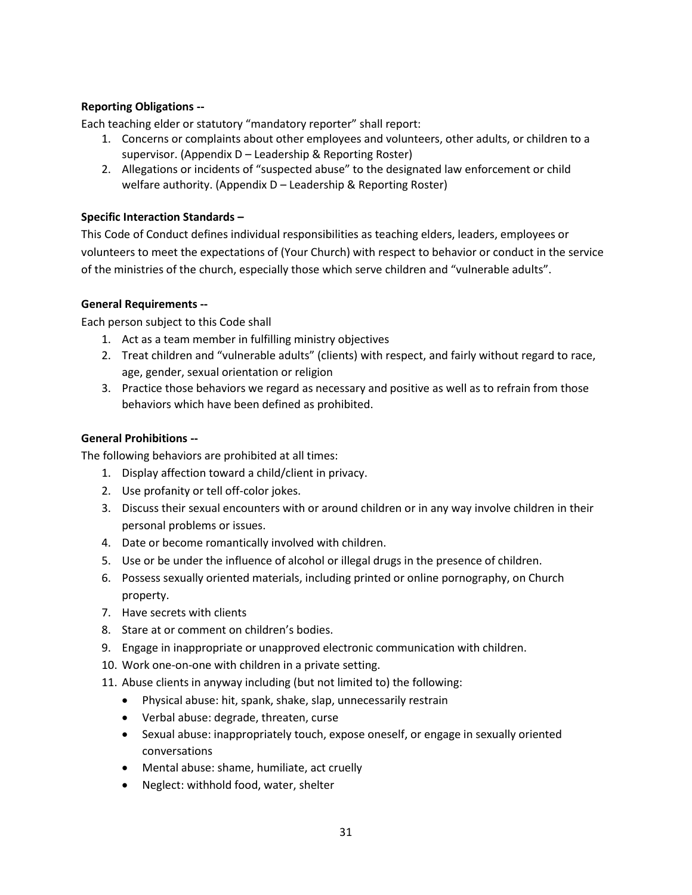**Reporting Obligations --**

Each teaching elder or statutory "mandatory reporter" shall report:

1. Concerns or complaints about other employees and volunteers, other adults, or children to a supervisor. (Appendix D – Leadership & Reporting Roster)
2. Allegations or incidents of "suspected abuse" to the designated law enforcement or child welfare authority. (Appendix D – Leadership & Reporting Roster)

**Specific Interaction Standards –**

This Code of Conduct defines individual responsibilities as teaching elders, leaders, employees or volunteers to meet the expectations of (Your Church) with respect to behavior or conduct in the service of the ministries of the church, especially those which serve children and "vulnerable adults".

**General Requirements --**

Each person subject to this Code shall

1. Act as a team member in fulfilling ministry objectives
2. Treat children and "vulnerable adults" (clients) with respect, and fairly without regard to race, age, gender, sexual orientation or religion
3. Practice those behaviors we regard as necessary and positive as well as to refrain from those behaviors which have been defined as prohibited.

**General Prohibitions --**

The following behaviors are prohibited at all times:

1. Display affection toward a child/client in privacy.
2. Use profanity or tell off-color jokes.
3. Discuss their sexual encounters with or around children or in any way involve children in their personal problems or issues.
4. Date or become romantically involved with children.
5. Use or be under the influence of alcohol or illegal drugs in the presence of children.
6. Possess sexually oriented materials, including printed or online pornography, on Church property.
7. Have secrets with clients
8. Stare at or comment on children's bodies.
9. Engage in inappropriate or unapproved electronic communication with children.
10. Work one-on-one with children in a private setting.
11. Abuse clients in anyway including (but not limited to) the following:
    - Physical abuse: hit, spank, shake, slap, unnecessarily restrain
    - Verbal abuse: degrade, threaten, curse
    - Sexual abuse: inappropriately touch, expose oneself, or engage in sexually oriented conversations
    - Mental abuse: shame, humiliate, act cruelly
    - Neglect: withhold food, water, shelter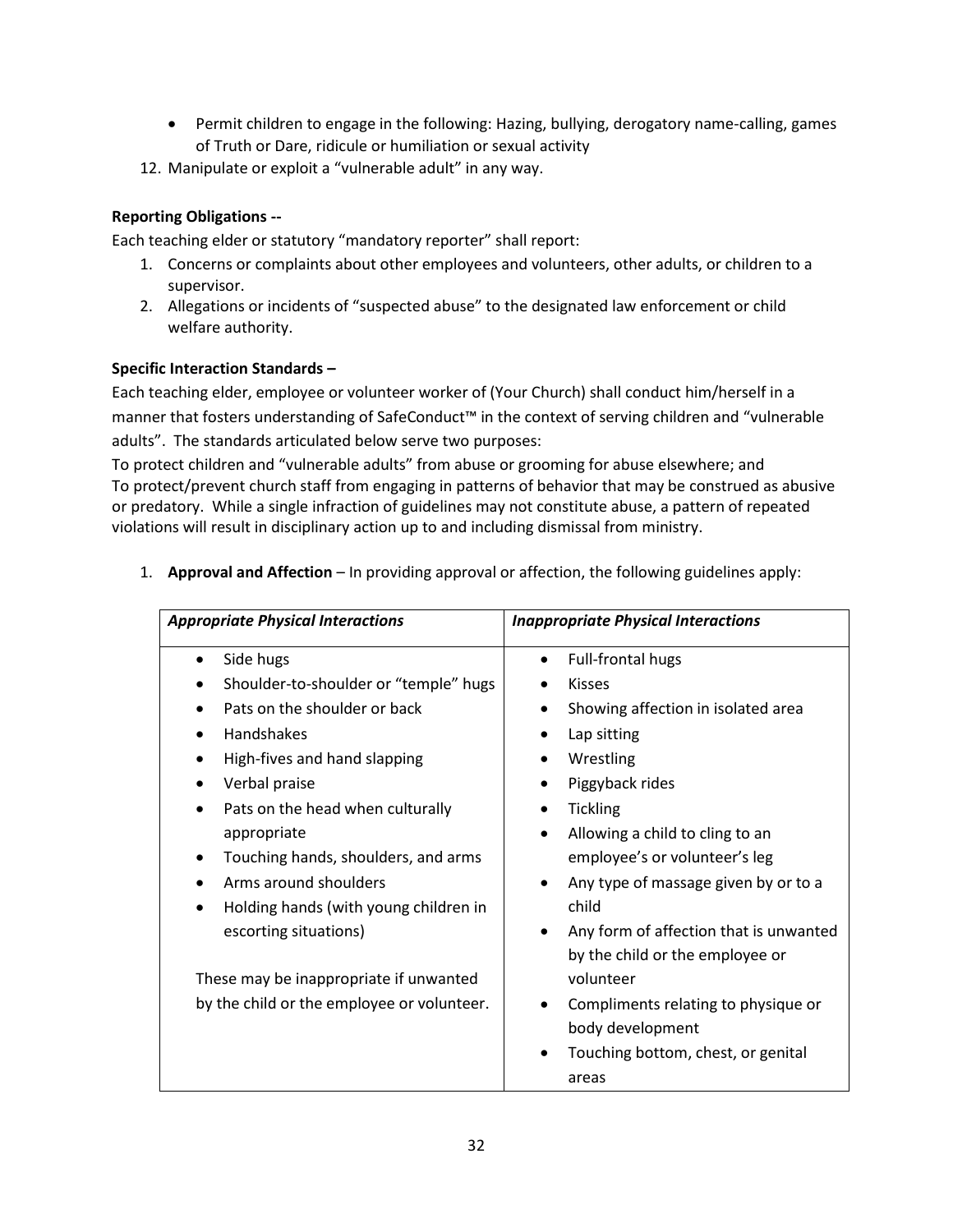- Permit children to engage in the following: Hazing, bullying, derogatory name-calling, games of Truth or Dare, ridicule or humiliation or sexual activity

12. Manipulate or exploit a “vulnerable adult” in any way.

**Reporting Obligations --**

Each teaching elder or statutory “mandatory reporter” shall report:

1. Concerns or complaints about other employees and volunteers, other adults, or children to a supervisor.
2. Allegations or incidents of “suspected abuse” to the designated law enforcement or child welfare authority.

**Specific Interaction Standards –**

Each teaching elder, employee or volunteer worker of (Your Church) shall conduct him/herself in a manner that fosters understanding of SafeConduct™ in the context of serving children and “vulnerable adults”. The standards articulated below serve two purposes:

To protect children and “vulnerable adults” from abuse or grooming for abuse elsewhere; and
To protect/prevent church staff from engaging in patterns of behavior that may be construed as abusive or predatory. While a single infraction of guidelines may not constitute abuse, a pattern of repeated violations will result in disciplinary action up to and including dismissal from ministry.

1. **Approval and Affection** – In providing approval or affection, the following guidelines apply:

| *Appropriate Physical Interactions* | *Inappropriate Physical Interactions* |
|---|---|
| • Side hugs<br>• Shoulder-to-shoulder or “temple” hugs<br>• Pats on the shoulder or back<br>• Handshakes<br>• High-fives and hand slapping<br>• Verbal praise<br>• Pats on the head when culturally appropriate<br>• Touching hands, shoulders, and arms<br>• Arms around shoulders<br>• Holding hands (with young children in escorting situations)<br><br>These may be inappropriate if unwanted by the child or the employee or volunteer. | • Full-frontal hugs<br>• Kisses<br>• Showing affection in isolated area<br>• Lap sitting<br>• Wrestling<br>• Piggyback rides<br>• Tickling<br>• Allowing a child to cling to an employee’s or volunteer’s leg<br>• Any type of massage given by or to a child<br>• Any form of affection that is unwanted by the child or the employee or volunteer<br>• Compliments relating to physique or body development<br>• Touching bottom, chest, or genital areas |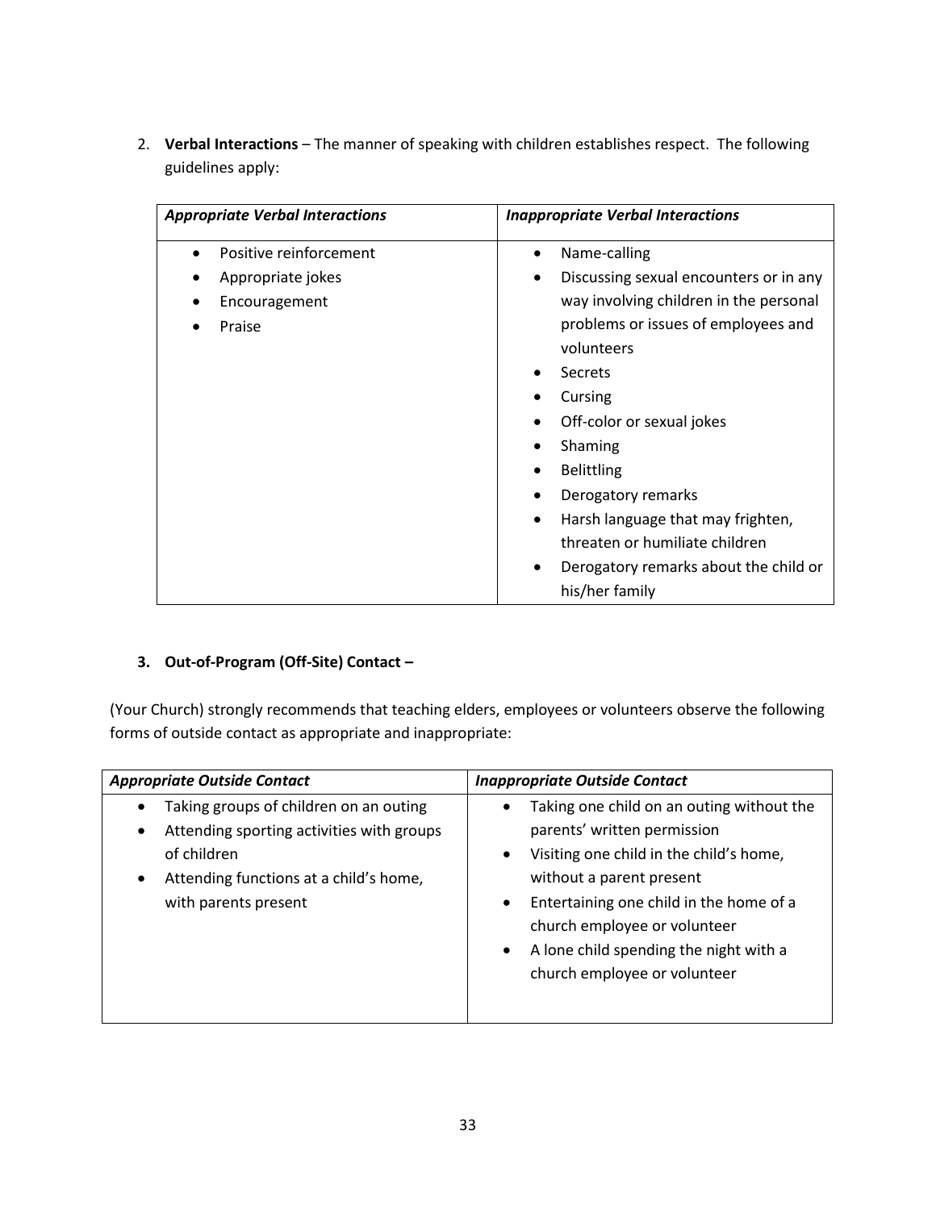2. **Verbal Interactions** – The manner of speaking with children establishes respect. The following guidelines apply:

| *Appropriate Verbal Interactions* | *Inappropriate Verbal Interactions* |
|---|---|
| • Positive reinforcement<br>• Appropriate jokes<br>• Encouragement<br>• Praise | • Name-calling<br>• Discussing sexual encounters or in any way involving children in the personal problems or issues of employees and volunteers<br>• Secrets<br>• Cursing<br>• Off-color or sexual jokes<br>• Shaming<br>• Belittling<br>• Derogatory remarks<br>• Harsh language that may frighten, threaten or humiliate children<br>• Derogatory remarks about the child or his/her family |

**3. Out-of-Program (Off-Site) Contact –**

(Your Church) strongly recommends that teaching elders, employees or volunteers observe the following forms of outside contact as appropriate and inappropriate:

| *Appropriate Outside Contact* | *Inappropriate Outside Contact* |
|---|---|
| • Taking groups of children on an outing<br>• Attending sporting activities with groups of children<br>• Attending functions at a child's home, with parents present | • Taking one child on an outing without the parents' written permission<br>• Visiting one child in the child's home, without a parent present<br>• Entertaining one child in the home of a church employee or volunteer<br>• A lone child spending the night with a church employee or volunteer |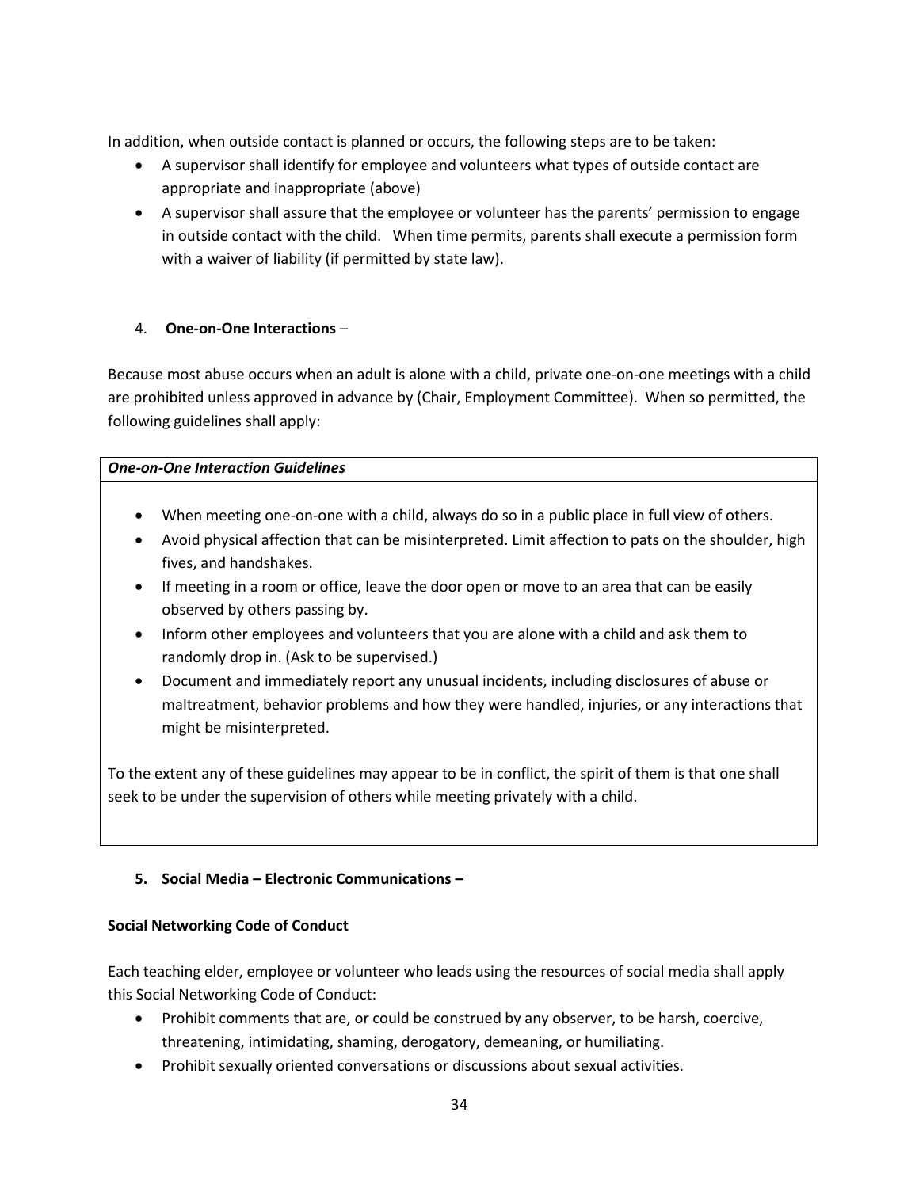In addition, when outside contact is planned or occurs, the following steps are to be taken:

- A supervisor shall identify for employee and volunteers what types of outside contact are appropriate and inappropriate (above)
- A supervisor shall assure that the employee or volunteer has the parents' permission to engage in outside contact with the child. When time permits, parents shall execute a permission form with a waiver of liability (if permitted by state law).

4. **One-on-One Interactions** –

Because most abuse occurs when an adult is alone with a child, private one-on-one meetings with a child are prohibited unless approved in advance by (Chair, Employment Committee). When so permitted, the following guidelines shall apply:

***One-on-One Interaction Guidelines***

- When meeting one-on-one with a child, always do so in a public place in full view of others.
- Avoid physical affection that can be misinterpreted. Limit affection to pats on the shoulder, high fives, and handshakes.
- If meeting in a room or office, leave the door open or move to an area that can be easily observed by others passing by.
- Inform other employees and volunteers that you are alone with a child and ask them to randomly drop in. (Ask to be supervised.)
- Document and immediately report any unusual incidents, including disclosures of abuse or maltreatment, behavior problems and how they were handled, injuries, or any interactions that might be misinterpreted.

To the extent any of these guidelines may appear to be in conflict, the spirit of them is that one shall seek to be under the supervision of others while meeting privately with a child.

5. **Social Media – Electronic Communications –**

**Social Networking Code of Conduct**

Each teaching elder, employee or volunteer who leads using the resources of social media shall apply this Social Networking Code of Conduct:

- Prohibit comments that are, or could be construed by any observer, to be harsh, coercive, threatening, intimidating, shaming, derogatory, demeaning, or humiliating.
- Prohibit sexually oriented conversations or discussions about sexual activities.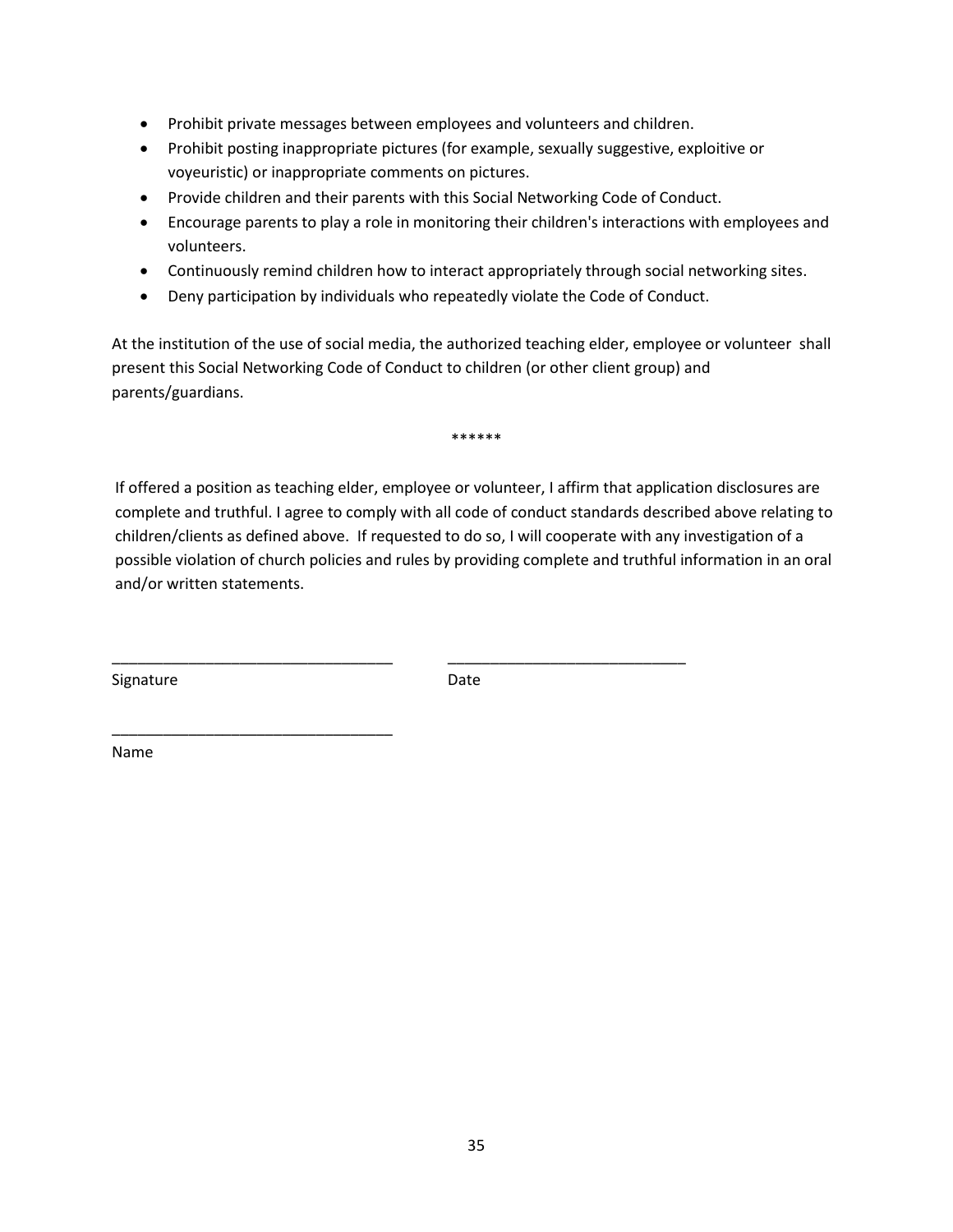- Prohibit private messages between employees and volunteers and children.
- Prohibit posting inappropriate pictures (for example, sexually suggestive, exploitive or voyeuristic) or inappropriate comments on pictures.
- Provide children and their parents with this Social Networking Code of Conduct.
- Encourage parents to play a role in monitoring their children's interactions with employees and volunteers.
- Continuously remind children how to interact appropriately through social networking sites.
- Deny participation by individuals who repeatedly violate the Code of Conduct.

At the institution of the use of social media, the authorized teaching elder, employee or volunteer shall present this Social Networking Code of Conduct to children (or other client group) and parents/guardians.

******

If offered a position as teaching elder, employee or volunteer, I affirm that application disclosures are complete and truthful. I agree to comply with all code of conduct standards described above relating to children/clients as defined above. If requested to do so, I will cooperate with any investigation of a possible violation of church policies and rules by providing complete and truthful information in an oral and/or written statements.

_________________________________ _____________________________

Signature Date

_________________________________

Name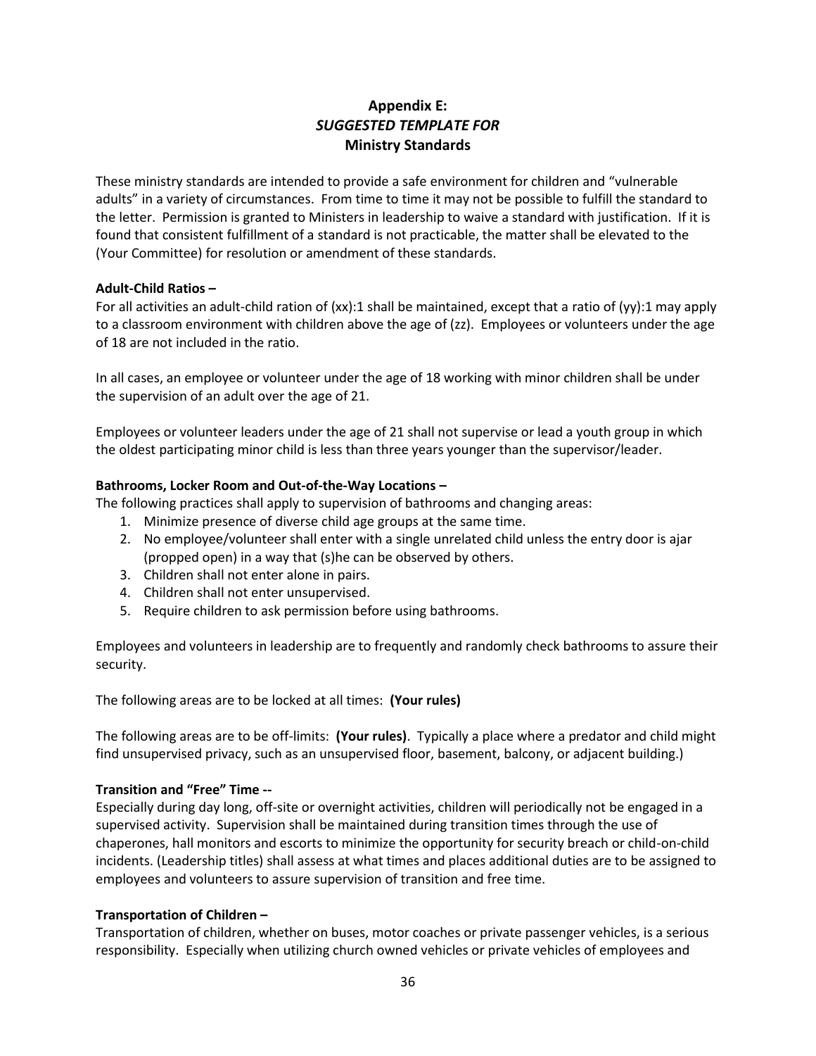## Appendix E:
## *SUGGESTED TEMPLATE FOR*
## Ministry Standards

These ministry standards are intended to provide a safe environment for children and "vulnerable adults" in a variety of circumstances. From time to time it may not be possible to fulfill the standard to the letter. Permission is granted to Ministers in leadership to waive a standard with justification. If it is found that consistent fulfillment of a standard is not practicable, the matter shall be elevated to the (Your Committee) for resolution or amendment of these standards.

**Adult-Child Ratios –**

For all activities an adult-child ration of (xx):1 shall be maintained, except that a ratio of (yy):1 may apply to a classroom environment with children above the age of (zz). Employees or volunteers under the age of 18 are not included in the ratio.

In all cases, an employee or volunteer under the age of 18 working with minor children shall be under the supervision of an adult over the age of 21.

Employees or volunteer leaders under the age of 21 shall not supervise or lead a youth group in which the oldest participating minor child is less than three years younger than the supervisor/leader.

**Bathrooms, Locker Room and Out-of-the-Way Locations –**

The following practices shall apply to supervision of bathrooms and changing areas:

1. Minimize presence of diverse child age groups at the same time.
2. No employee/volunteer shall enter with a single unrelated child unless the entry door is ajar (propped open) in a way that (s)he can be observed by others.
3. Children shall not enter alone in pairs.
4. Children shall not enter unsupervised.
5. Require children to ask permission before using bathrooms.

Employees and volunteers in leadership are to frequently and randomly check bathrooms to assure their security.

The following areas are to be locked at all times: **(Your rules)**

The following areas are to be off-limits: **(Your rules)**. Typically a place where a predator and child might find unsupervised privacy, such as an unsupervised floor, basement, balcony, or adjacent building.)

**Transition and "Free" Time --**

Especially during day long, off-site or overnight activities, children will periodically not be engaged in a supervised activity. Supervision shall be maintained during transition times through the use of chaperones, hall monitors and escorts to minimize the opportunity for security breach or child-on-child incidents. (Leadership titles) shall assess at what times and places additional duties are to be assigned to employees and volunteers to assure supervision of transition and free time.

**Transportation of Children –**

Transportation of children, whether on buses, motor coaches or private passenger vehicles, is a serious responsibility. Especially when utilizing church owned vehicles or private vehicles of employees and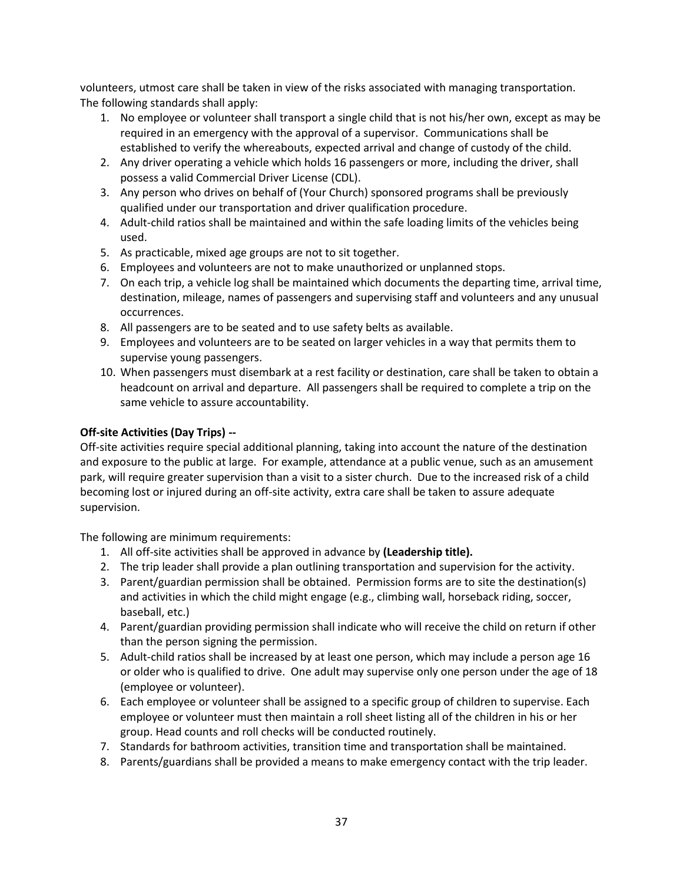volunteers, utmost care shall be taken in view of the risks associated with managing transportation. The following standards shall apply:

1. No employee or volunteer shall transport a single child that is not his/her own, except as may be required in an emergency with the approval of a supervisor. Communications shall be established to verify the whereabouts, expected arrival and change of custody of the child.
2. Any driver operating a vehicle which holds 16 passengers or more, including the driver, shall possess a valid Commercial Driver License (CDL).
3. Any person who drives on behalf of (Your Church) sponsored programs shall be previously qualified under our transportation and driver qualification procedure.
4. Adult-child ratios shall be maintained and within the safe loading limits of the vehicles being used.
5. As practicable, mixed age groups are not to sit together.
6. Employees and volunteers are not to make unauthorized or unplanned stops.
7. On each trip, a vehicle log shall be maintained which documents the departing time, arrival time, destination, mileage, names of passengers and supervising staff and volunteers and any unusual occurrences.
8. All passengers are to be seated and to use safety belts as available.
9. Employees and volunteers are to be seated on larger vehicles in a way that permits them to supervise young passengers.
10. When passengers must disembark at a rest facility or destination, care shall be taken to obtain a headcount on arrival and departure. All passengers shall be required to complete a trip on the same vehicle to assure accountability.

**Off-site Activities (Day Trips) --**

Off-site activities require special additional planning, taking into account the nature of the destination and exposure to the public at large. For example, attendance at a public venue, such as an amusement park, will require greater supervision than a visit to a sister church. Due to the increased risk of a child becoming lost or injured during an off-site activity, extra care shall be taken to assure adequate supervision.

The following are minimum requirements:

1. All off-site activities shall be approved in advance by **(Leadership title).**
2. The trip leader shall provide a plan outlining transportation and supervision for the activity.
3. Parent/guardian permission shall be obtained. Permission forms are to site the destination(s) and activities in which the child might engage (e.g., climbing wall, horseback riding, soccer, baseball, etc.)
4. Parent/guardian providing permission shall indicate who will receive the child on return if other than the person signing the permission.
5. Adult-child ratios shall be increased by at least one person, which may include a person age 16 or older who is qualified to drive. One adult may supervise only one person under the age of 18 (employee or volunteer).
6. Each employee or volunteer shall be assigned to a specific group of children to supervise. Each employee or volunteer must then maintain a roll sheet listing all of the children in his or her group. Head counts and roll checks will be conducted routinely.
7. Standards for bathroom activities, transition time and transportation shall be maintained.
8. Parents/guardians shall be provided a means to make emergency contact with the trip leader.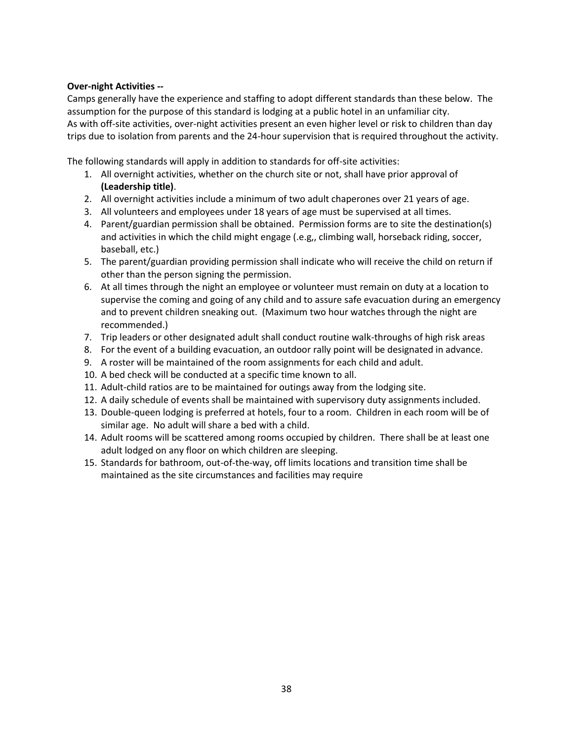**Over-night Activities --**

Camps generally have the experience and staffing to adopt different standards than these below. The assumption for the purpose of this standard is lodging at a public hotel in an unfamiliar city.
As with off-site activities, over-night activities present an even higher level or risk to children than day trips due to isolation from parents and the 24-hour supervision that is required throughout the activity.

The following standards will apply in addition to standards for off-site activities:

1. All overnight activities, whether on the church site or not, shall have prior approval of **(Leadership title)**.
2. All overnight activities include a minimum of two adult chaperones over 21 years of age.
3. All volunteers and employees under 18 years of age must be supervised at all times.
4. Parent/guardian permission shall be obtained. Permission forms are to site the destination(s) and activities in which the child might engage (.e.g,, climbing wall, horseback riding, soccer, baseball, etc.)
5. The parent/guardian providing permission shall indicate who will receive the child on return if other than the person signing the permission.
6. At all times through the night an employee or volunteer must remain on duty at a location to supervise the coming and going of any child and to assure safe evacuation during an emergency and to prevent children sneaking out. (Maximum two hour watches through the night are recommended.)
7. Trip leaders or other designated adult shall conduct routine walk-throughs of high risk areas
8. For the event of a building evacuation, an outdoor rally point will be designated in advance.
9. A roster will be maintained of the room assignments for each child and adult.
10. A bed check will be conducted at a specific time known to all.
11. Adult-child ratios are to be maintained for outings away from the lodging site.
12. A daily schedule of events shall be maintained with supervisory duty assignments included.
13. Double-queen lodging is preferred at hotels, four to a room. Children in each room will be of similar age. No adult will share a bed with a child.
14. Adult rooms will be scattered among rooms occupied by children. There shall be at least one adult lodged on any floor on which children are sleeping.
15. Standards for bathroom, out-of-the-way, off limits locations and transition time shall be maintained as the site circumstances and facilities may require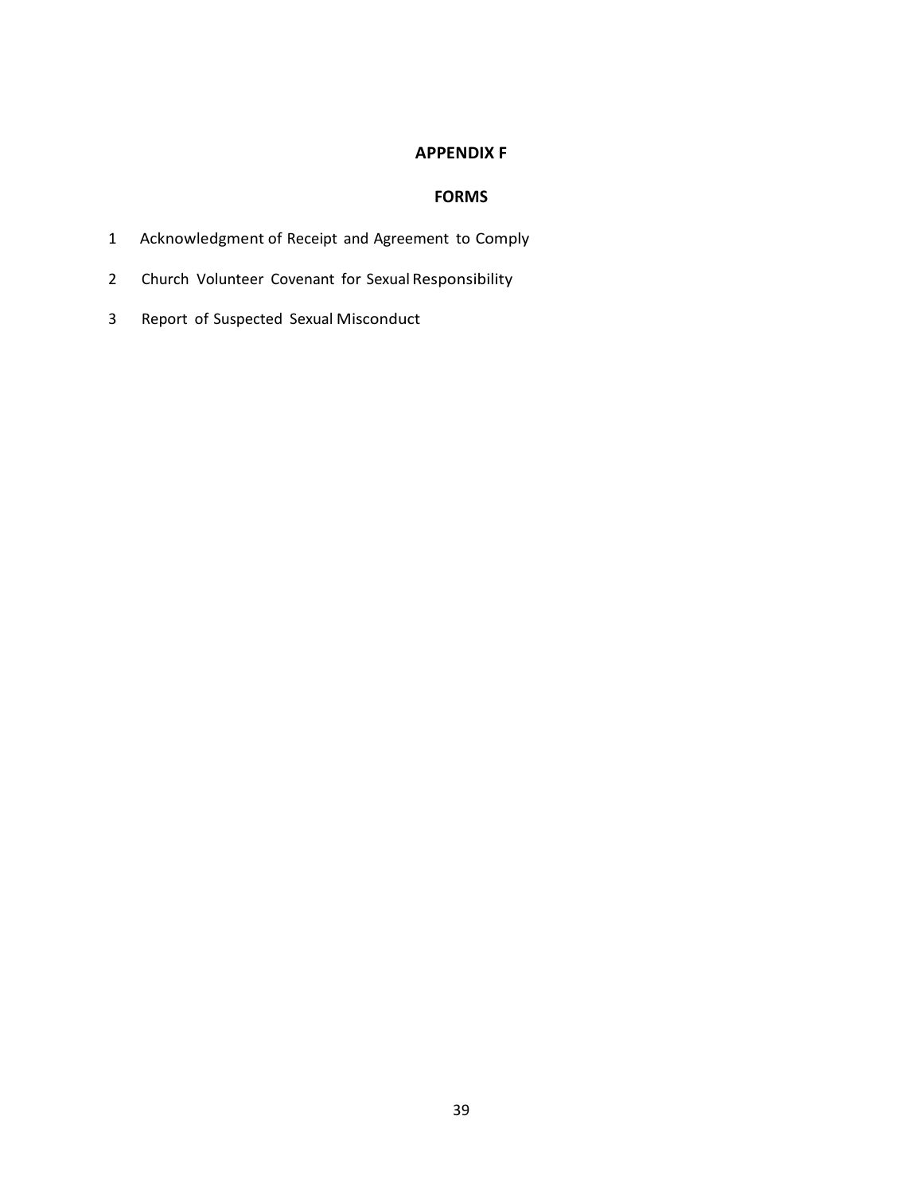## APPENDIX F

## FORMS

1. Acknowledgment of Receipt and Agreement to Comply
2. Church Volunteer Covenant for Sexual Responsibility
3. Report of Suspected Sexual Misconduct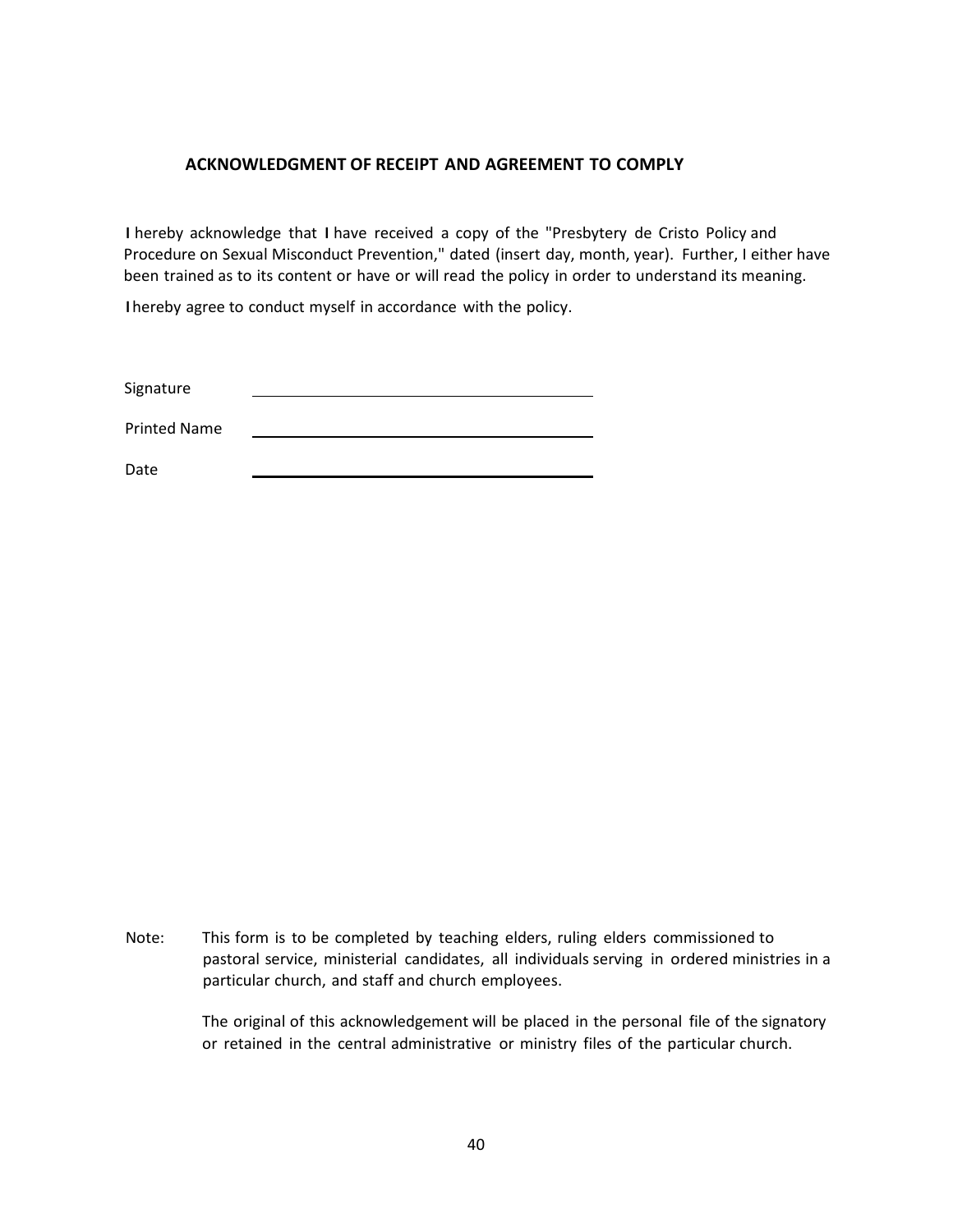## ACKNOWLEDGMENT OF RECEIPT AND AGREEMENT TO COMPLY

I hereby acknowledge that I have received a copy of the "Presbytery de Cristo Policy and Procedure on Sexual Misconduct Prevention," dated (insert day, month, year). Further, I either have been trained as to its content or have or will read the policy in order to understand its meaning.

I hereby agree to conduct myself in accordance with the policy.

Signature \_\_\_\_\_\_\_\_\_\_\_\_\_\_\_\_\_\_\_\_\_\_\_\_\_\_\_\_\_\_\_\_\_\_\_\_\_\_\_\_

Printed Name \_\_\_\_\_\_\_\_\_\_\_\_\_\_\_\_\_\_\_\_\_\_\_\_\_\_\_\_\_\_\_\_\_\_\_\_\_\_\_\_

Date \_\_\_\_\_\_\_\_\_\_\_\_\_\_\_\_\_\_\_\_\_\_\_\_\_\_\_\_\_\_\_\_\_\_\_\_\_\_\_\_

Note: This form is to be completed by teaching elders, ruling elders commissioned to pastoral service, ministerial candidates, all individuals serving in ordered ministries in a particular church, and staff and church employees.

The original of this acknowledgement will be placed in the personal file of the signatory or retained in the central administrative or ministry files of the particular church.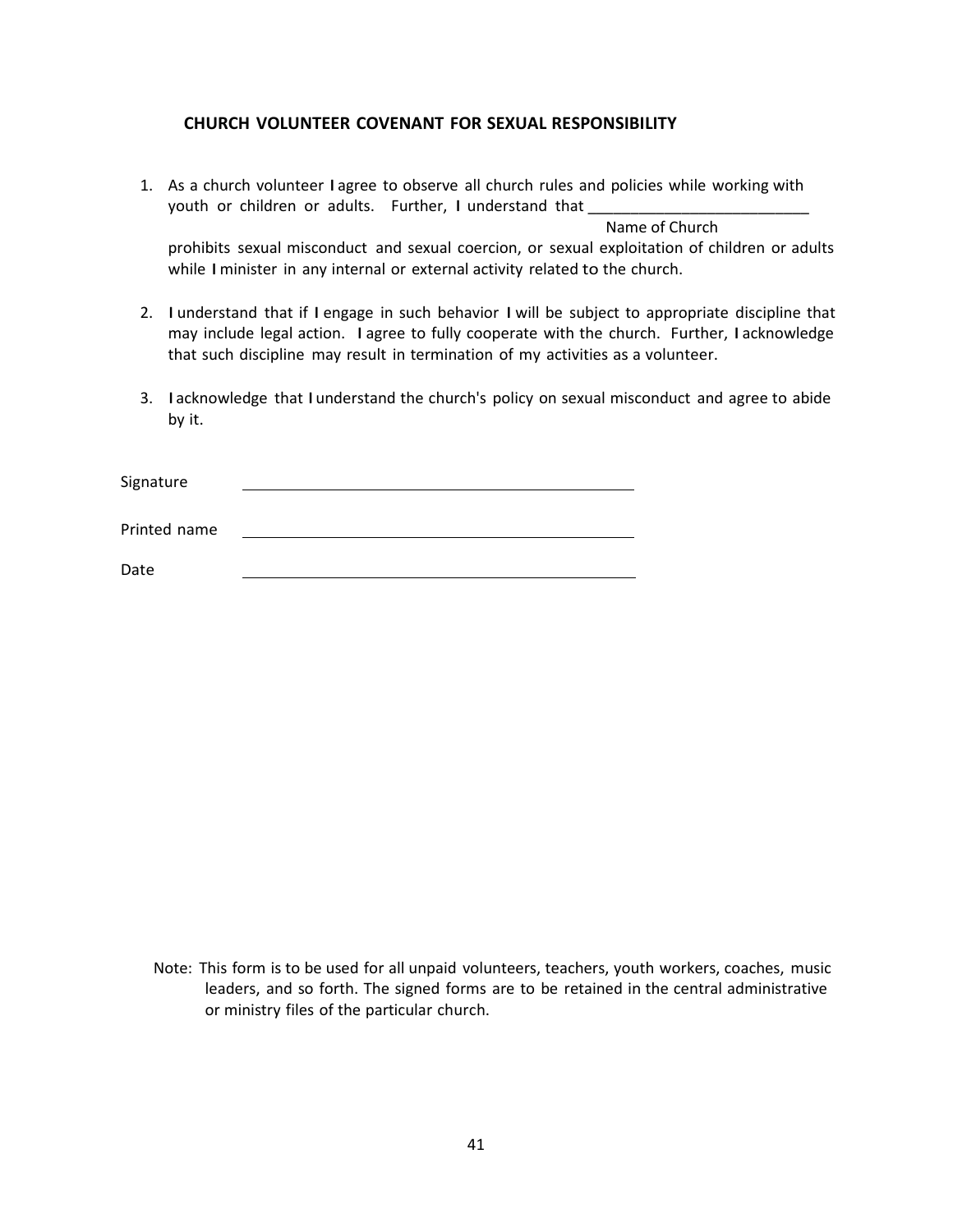## CHURCH VOLUNTEER COVENANT FOR SEXUAL RESPONSIBILITY

1. As a church volunteer I agree to observe all church rules and policies while working with youth or children or adults. Further, I understand that __________________________
   Name of Church
   prohibits sexual misconduct and sexual coercion, or sexual exploitation of children or adults while I minister in any internal or external activity related to the church.

2. I understand that if I engage in such behavior I will be subject to appropriate discipline that may include legal action. I agree to fully cooperate with the church. Further, I acknowledge that such discipline may result in termination of my activities as a volunteer.

3. I acknowledge that I understand the church's policy on sexual misconduct and agree to abide by it.

Signature ____________________________________________

Printed name ____________________________________________

Date ____________________________________________

Note: This form is to be used for all unpaid volunteers, teachers, youth workers, coaches, music leaders, and so forth. The signed forms are to be retained in the central administrative or ministry files of the particular church.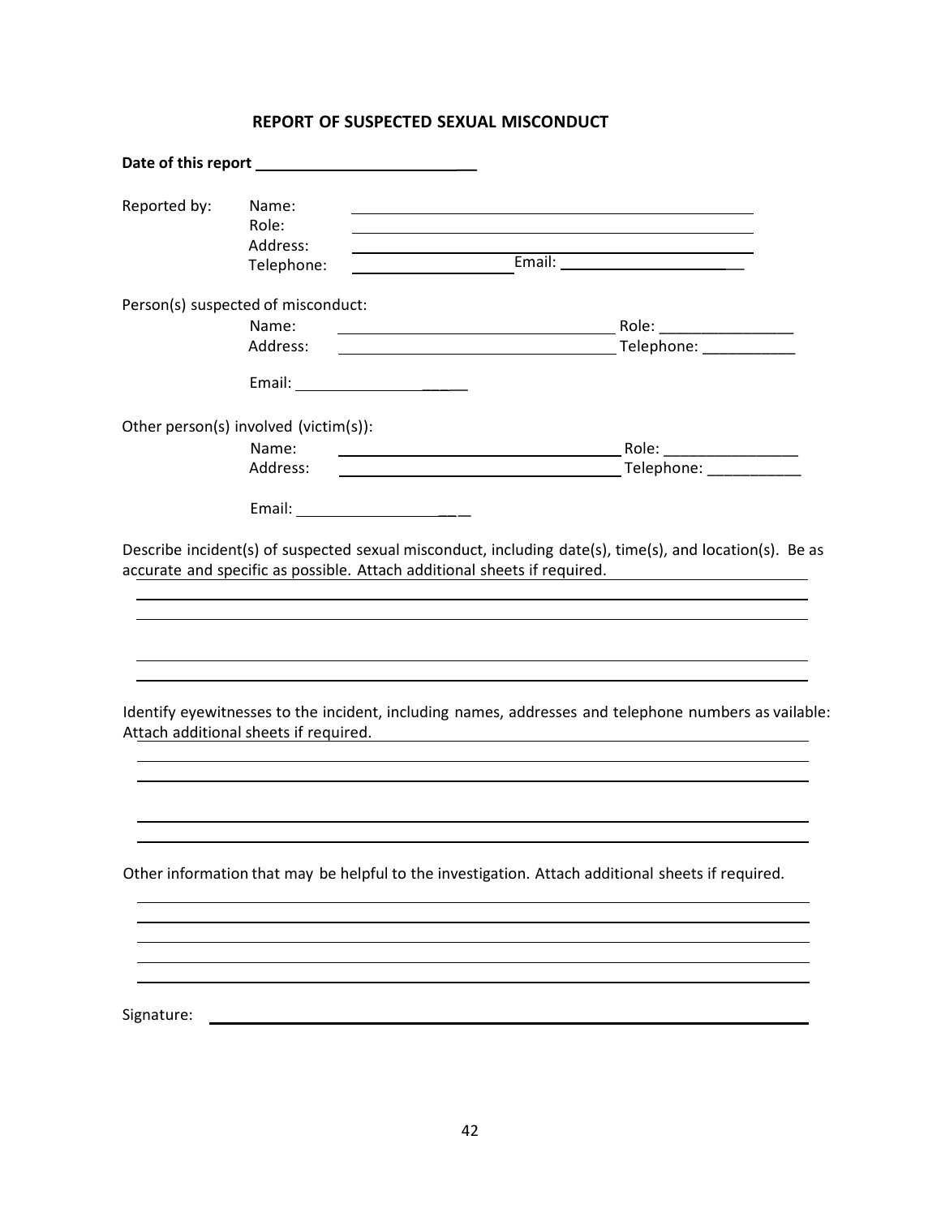## REPORT OF SUSPECTED SEXUAL MISCONDUCT

**Date of this report** ___________________________

Reported by:
- Name: ___________________________
- Role: ___________________________
- Address: ___________________________
- Telephone: ___________________ Email: ___________________________

Person(s) suspected of misconduct:
- Name: ___________________________ Role: ________________
- Address: ___________________________ Telephone: ___________
- Email: ___________________________

Other person(s) involved (victim(s)):
- Name: ___________________________ Role: ________________
- Address: ___________________________ Telephone: ___________
- Email: ___________________________

Describe incident(s) of suspected sexual misconduct, including date(s), time(s), and location(s). Be as accurate and specific as possible. Attach additional sheets if required.

_______________________________________________________________________________

_______________________________________________________________________________

_______________________________________________________________________________

_______________________________________________________________________________

_______________________________________________________________________________

Identify eyewitnesses to the incident, including names, addresses and telephone numbers as vailable: Attach additional sheets if required.

_______________________________________________________________________________

_______________________________________________________________________________

_______________________________________________________________________________

_______________________________________________________________________________

_______________________________________________________________________________

Other information that may be helpful to the investigation. Attach additional sheets if required.

_______________________________________________________________________________

_______________________________________________________________________________

_______________________________________________________________________________

_______________________________________________________________________________

_______________________________________________________________________________

Signature: ___________________________________________________________